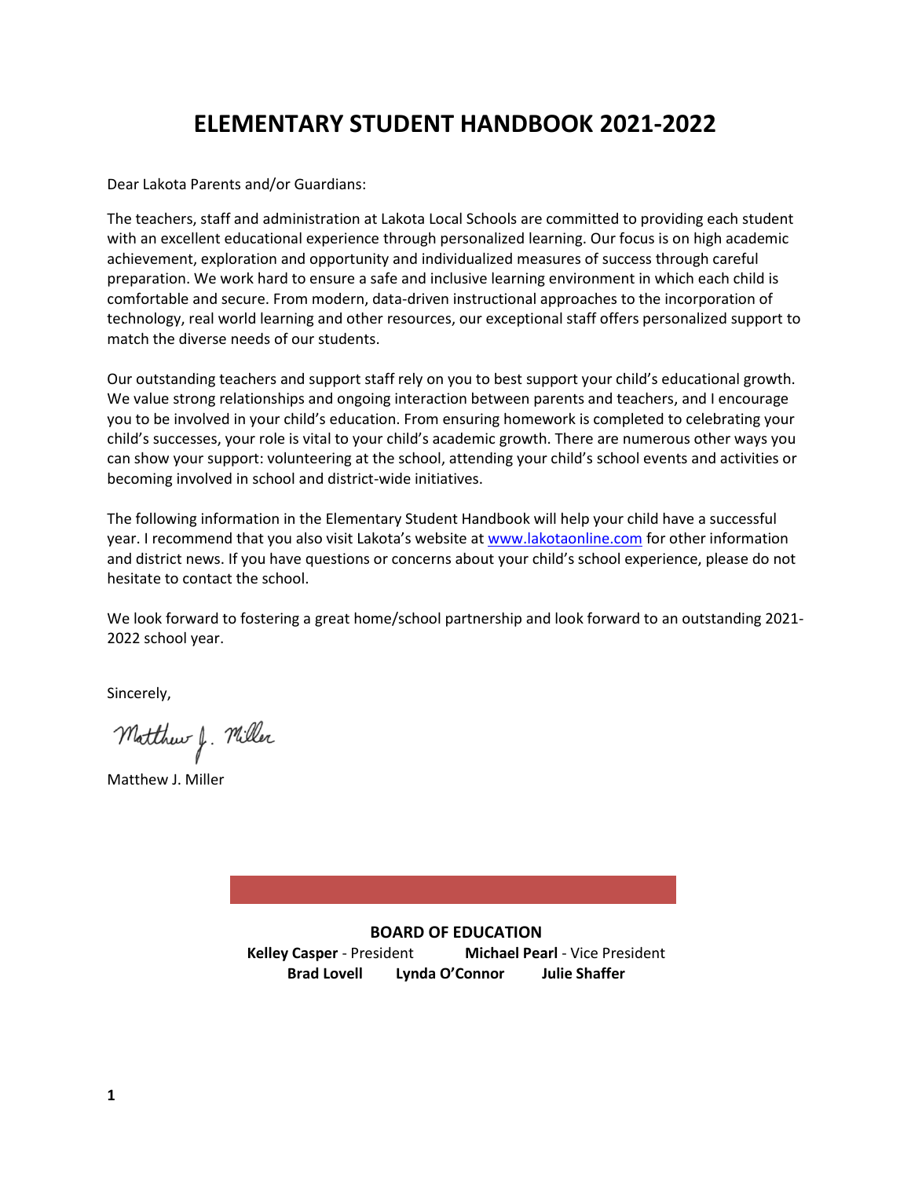# ELEMENTARY STUDENT HANDBOOK 2021-2022

Dear Lakota Parents and/or Guardians:

The teachers, staff and administration at Lakota Local Schools are committed to providing each student with an excellent educational experience through personalized learning. Our focus is on high academic achievement, exploration and opportunity and individualized measures of success through careful preparation. We work hard to ensure a safe and inclusive learning environment in which each child is comfortable and secure. From modern, data-driven instructional approaches to the incorporation of technology, real world learning and other resources, our exceptional staff offers personalized support to match the diverse needs of our students.

Our outstanding teachers and support staff rely on you to best support your child's educational growth. We value strong relationships and ongoing interaction between parents and teachers, and I encourage you to be involved in your child's education. From ensuring homework is completed to celebrating your child's successes, your role is vital to your child's academic growth. There are numerous other ways you can show your support: volunteering at the school, attending your child's school events and activities or becoming involved in school and district-wide initiatives.

The following information in the Elementary Student Handbook will help your child have a successful year. I recommend that you also visit Lakota's website at [www.lakotaonline.com](http://www.lakotaonline.com) for other information and district news. If you have questions or concerns about your child's school experience, please do not hesitate to contact the school.

We look forward to fostering a great home/school partnership and look forward to an outstanding 2021-2022 school year.

Sincerely,

Matthew J. Miller

Matthew J. Miller

**BOARD OF EDUCATION**

**Kelley Casper** - President **Michael Pearl** - Vice President

**Brad Lovell** **Lynda O'Connor** **Julie Shaffer**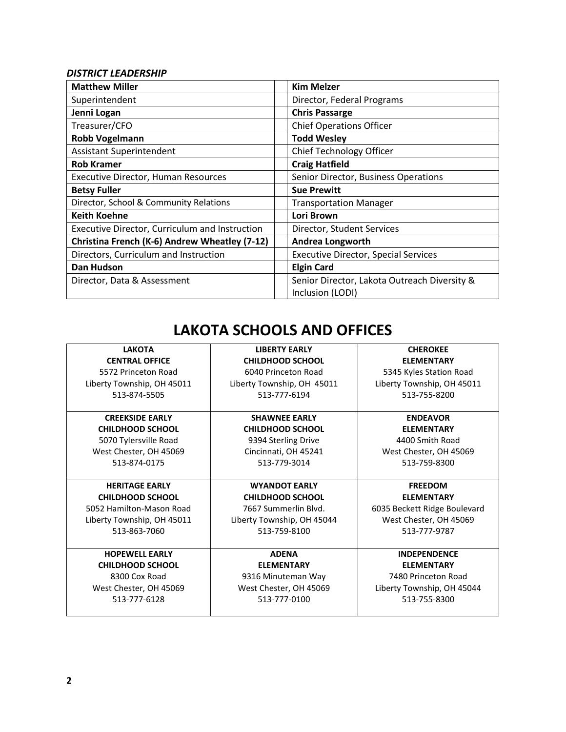***DISTRICT LEADERSHIP***

| | | |
|---|---|---|
| **Matthew Miller** | | **Kim Melzer** |
| Superintendent | | Director, Federal Programs |
| **Jenni Logan** | | **Chris Passarge** |
| Treasurer/CFO | | Chief Operations Officer |
| **Robb Vogelmann** | | **Todd Wesley** |
| Assistant Superintendent | | Chief Technology Officer |
| **Rob Kramer** | | **Craig Hatfield** |
| Executive Director, Human Resources | | Senior Director, Business Operations |
| **Betsy Fuller** | | **Sue Prewitt** |
| Director, School & Community Relations | | Transportation Manager |
| **Keith Koehne** | | **Lori Brown** |
| Executive Director, Curriculum and Instruction | | Director, Student Services |
| **Christina French (K-6) Andrew Wheatley (7-12)** | | **Andrea Longworth** |
| Directors, Curriculum and Instruction | | Executive Director, Special Services |
| **Dan Hudson** | | **Elgin Card** |
| Director, Data & Assessment | | Senior Director, Lakota Outreach Diversity & Inclusion (LODI) |

# LAKOTA SCHOOLS AND OFFICES

| | | |
|---|---|---|
| **LAKOTA CENTRAL OFFICE**<br>5572 Princeton Road<br>Liberty Township, OH 45011<br>513-874-5505 | **LIBERTY EARLY CHILDHOOD SCHOOL**<br>6040 Princeton Road<br>Liberty Township, OH 45011<br>513-777-6194 | **CHEROKEE ELEMENTARY**<br>5345 Kyles Station Road<br>Liberty Township, OH 45011<br>513-755-8200 |
| **CREEKSIDE EARLY CHILDHOOD SCHOOL**<br>5070 Tylersville Road<br>West Chester, OH 45069<br>513-874-0175 | **SHAWNEE EARLY CHILDHOOD SCHOOL**<br>9394 Sterling Drive<br>Cincinnati, OH 45241<br>513-779-3014 | **ENDEAVOR ELEMENTARY**<br>4400 Smith Road<br>West Chester, OH 45069<br>513-759-8300 |
| **HERITAGE EARLY CHILDHOOD SCHOOL**<br>5052 Hamilton-Mason Road<br>Liberty Township, OH 45011<br>513-863-7060 | **WYANDOT EARLY CHILDHOOD SCHOOL**<br>7667 Summerlin Blvd.<br>Liberty Township, OH 45044<br>513-759-8100 | **FREEDOM ELEMENTARY**<br>6035 Beckett Ridge Boulevard<br>West Chester, OH 45069<br>513-777-9787 |
| **HOPEWELL EARLY CHILDHOOD SCHOOL**<br>8300 Cox Road<br>West Chester, OH 45069<br>513-777-6128 | **ADENA ELEMENTARY**<br>9316 Minuteman Way<br>West Chester, OH 45069<br>513-777-0100 | **INDEPENDENCE ELEMENTARY**<br>7480 Princeton Road<br>Liberty Township, OH 45044<br>513-755-8300 |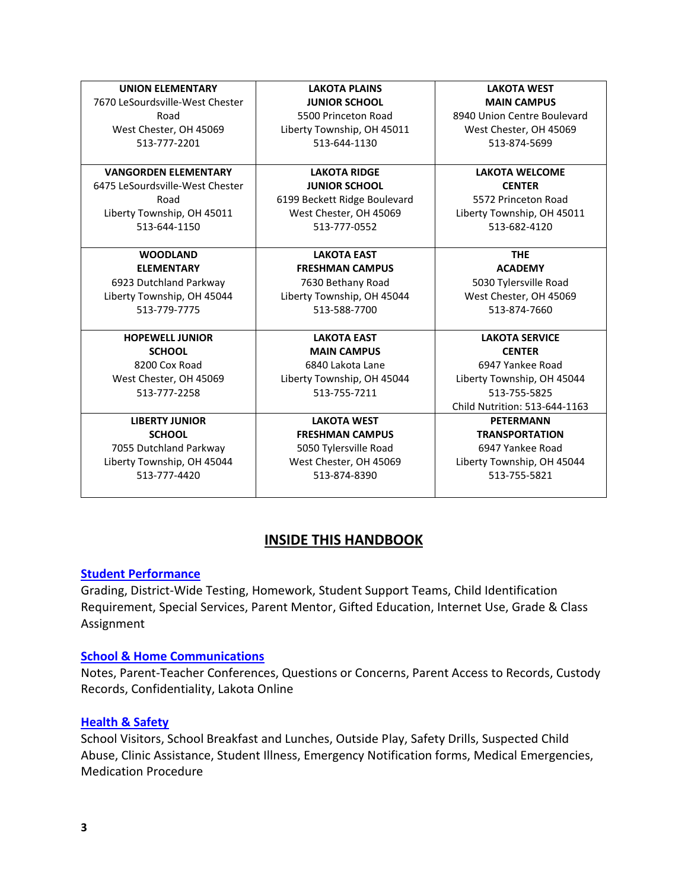| | | |
|---|---|---|
| **UNION ELEMENTARY**<br>7670 LeSourdsville-West Chester Road<br>West Chester, OH 45069<br>513-777-2201 | **LAKOTA PLAINS JUNIOR SCHOOL**<br>5500 Princeton Road<br>Liberty Township, OH 45011<br>513-644-1130 | **LAKOTA WEST MAIN CAMPUS**<br>8940 Union Centre Boulevard<br>West Chester, OH 45069<br>513-874-5699 |
| **VANGORDEN ELEMENTARY**<br>6475 LeSourdsville-West Chester Road<br>Liberty Township, OH 45011<br>513-644-1150 | **LAKOTA RIDGE JUNIOR SCHOOL**<br>6199 Beckett Ridge Boulevard<br>West Chester, OH 45069<br>513-777-0552 | **LAKOTA WELCOME CENTER**<br>5572 Princeton Road<br>Liberty Township, OH 45011<br>513-682-4120 |
| **WOODLAND ELEMENTARY**<br>6923 Dutchland Parkway<br>Liberty Township, OH 45044<br>513-779-7775 | **LAKOTA EAST FRESHMAN CAMPUS**<br>7630 Bethany Road<br>Liberty Township, OH 45044<br>513-588-7700 | **THE ACADEMY**<br>5030 Tylersville Road<br>West Chester, OH 45069<br>513-874-7660 |
| **HOPEWELL JUNIOR SCHOOL**<br>8200 Cox Road<br>West Chester, OH 45069<br>513-777-2258 | **LAKOTA EAST MAIN CAMPUS**<br>6840 Lakota Lane<br>Liberty Township, OH 45044<br>513-755-7211 | **LAKOTA SERVICE CENTER**<br>6947 Yankee Road<br>Liberty Township, OH 45044<br>513-755-5825<br>Child Nutrition: 513-644-1163 |
| **LIBERTY JUNIOR SCHOOL**<br>7055 Dutchland Parkway<br>Liberty Township, OH 45044<br>513-777-4420 | **LAKOTA WEST FRESHMAN CAMPUS**<br>5050 Tylersville Road<br>West Chester, OH 45069<br>513-874-8390 | **PETERMANN TRANSPORTATION**<br>6947 Yankee Road<br>Liberty Township, OH 45044<br>513-755-5821 |

## INSIDE THIS HANDBOOK

**Student Performance**

Grading, District-Wide Testing, Homework, Student Support Teams, Child Identification Requirement, Special Services, Parent Mentor, Gifted Education, Internet Use, Grade & Class Assignment

**School & Home Communications**

Notes, Parent-Teacher Conferences, Questions or Concerns, Parent Access to Records, Custody Records, Confidentiality, Lakota Online

**Health & Safety**

School Visitors, School Breakfast and Lunches, Outside Play, Safety Drills, Suspected Child Abuse, Clinic Assistance, Student Illness, Emergency Notification forms, Medical Emergencies, Medication Procedure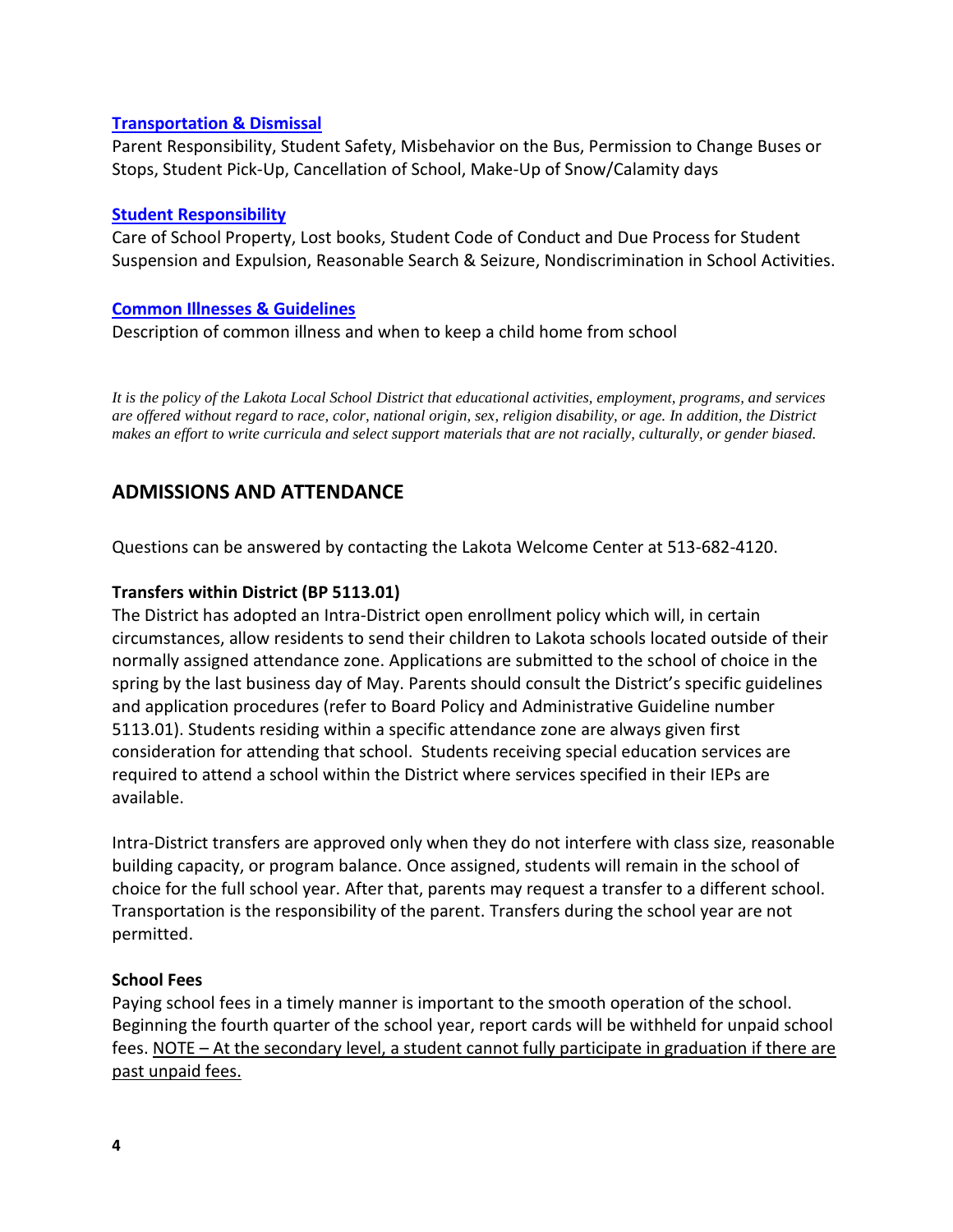**[Transportation & Dismissal]**
Parent Responsibility, Student Safety, Misbehavior on the Bus, Permission to Change Buses or Stops, Student Pick-Up, Cancellation of School, Make-Up of Snow/Calamity days

**[Student Responsibility]**
Care of School Property, Lost books, Student Code of Conduct and Due Process for Student Suspension and Expulsion, Reasonable Search & Seizure, Nondiscrimination in School Activities.

**[Common Illnesses & Guidelines]**
Description of common illness and when to keep a child home from school

*It is the policy of the Lakota Local School District that educational activities, employment, programs, and services are offered without regard to race, color, national origin, sex, religion disability, or age. In addition, the District makes an effort to write curricula and select support materials that are not racially, culturally, or gender biased.*

## ADMISSIONS AND ATTENDANCE

Questions can be answered by contacting the Lakota Welcome Center at 513-682-4120.

**Transfers within District (BP 5113.01)**
The District has adopted an Intra-District open enrollment policy which will, in certain circumstances, allow residents to send their children to Lakota schools located outside of their normally assigned attendance zone. Applications are submitted to the school of choice in the spring by the last business day of May. Parents should consult the District's specific guidelines and application procedures (refer to Board Policy and Administrative Guideline number 5113.01). Students residing within a specific attendance zone are always given first consideration for attending that school. Students receiving special education services are required to attend a school within the District where services specified in their IEPs are available.

Intra-District transfers are approved only when they do not interfere with class size, reasonable building capacity, or program balance. Once assigned, students will remain in the school of choice for the full school year. After that, parents may request a transfer to a different school. Transportation is the responsibility of the parent. Transfers during the school year are not permitted.

**School Fees**
Paying school fees in a timely manner is important to the smooth operation of the school. Beginning the fourth quarter of the school year, report cards will be withheld for unpaid school fees. <u>NOTE – At the secondary level, a student cannot fully participate in graduation if there are past unpaid fees.</u>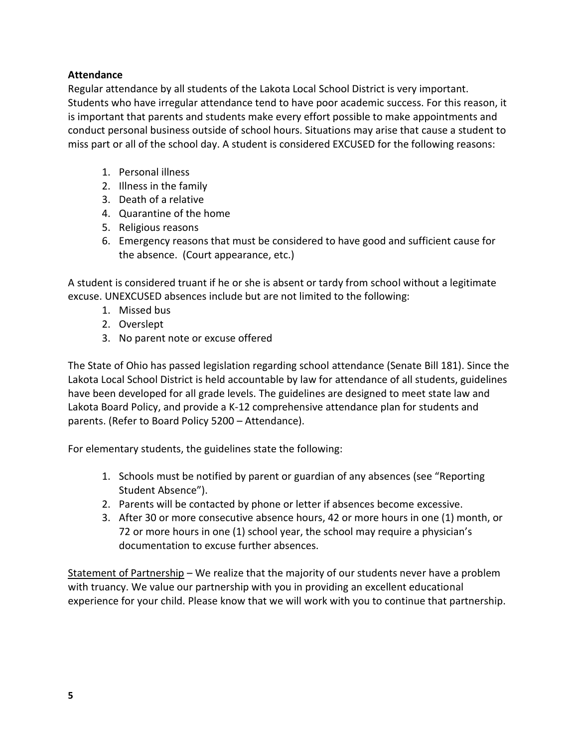**Attendance**

Regular attendance by all students of the Lakota Local School District is very important. Students who have irregular attendance tend to have poor academic success. For this reason, it is important that parents and students make every effort possible to make appointments and conduct personal business outside of school hours. Situations may arise that cause a student to miss part or all of the school day. A student is considered EXCUSED for the following reasons:

1. Personal illness
2. Illness in the family
3. Death of a relative
4. Quarantine of the home
5. Religious reasons
6. Emergency reasons that must be considered to have good and sufficient cause for the absence. (Court appearance, etc.)

A student is considered truant if he or she is absent or tardy from school without a legitimate excuse. UNEXCUSED absences include but are not limited to the following:

1. Missed bus
2. Overslept
3. No parent note or excuse offered

The State of Ohio has passed legislation regarding school attendance (Senate Bill 181). Since the Lakota Local School District is held accountable by law for attendance of all students, guidelines have been developed for all grade levels. The guidelines are designed to meet state law and Lakota Board Policy, and provide a K-12 comprehensive attendance plan for students and parents. (Refer to Board Policy 5200 – Attendance).

For elementary students, the guidelines state the following:

1. Schools must be notified by parent or guardian of any absences (see "Reporting Student Absence").
2. Parents will be contacted by phone or letter if absences become excessive.
3. After 30 or more consecutive absence hours, 42 or more hours in one (1) month, or 72 or more hours in one (1) school year, the school may require a physician's documentation to excuse further absences.

<u>Statement of Partnership</u> – We realize that the majority of our students never have a problem with truancy. We value our partnership with you in providing an excellent educational experience for your child. Please know that we will work with you to continue that partnership.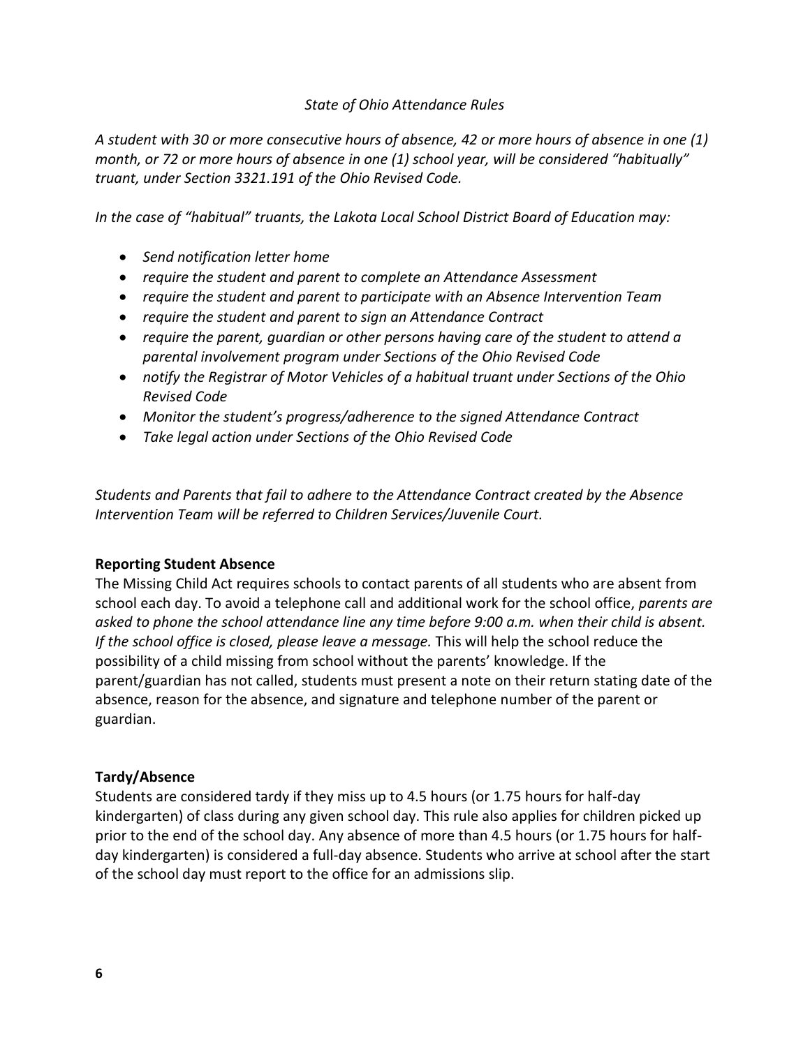*State of Ohio Attendance Rules*

*A student with 30 or more consecutive hours of absence, 42 or more hours of absence in one (1) month, or 72 or more hours of absence in one (1) school year, will be considered "habitually" truant, under Section 3321.191 of the Ohio Revised Code.*

*In the case of "habitual" truants, the Lakota Local School District Board of Education may:*

- *Send notification letter home*
- *require the student and parent to complete an Attendance Assessment*
- *require the student and parent to participate with an Absence Intervention Team*
- *require the student and parent to sign an Attendance Contract*
- *require the parent, guardian or other persons having care of the student to attend a parental involvement program under Sections of the Ohio Revised Code*
- *notify the Registrar of Motor Vehicles of a habitual truant under Sections of the Ohio Revised Code*
- *Monitor the student's progress/adherence to the signed Attendance Contract*
- *Take legal action under Sections of the Ohio Revised Code*

*Students and Parents that fail to adhere to the Attendance Contract created by the Absence Intervention Team will be referred to Children Services/Juvenile Court.*

**Reporting Student Absence**

The Missing Child Act requires schools to contact parents of all students who are absent from school each day. To avoid a telephone call and additional work for the school office, *parents are asked to phone the school attendance line any time before 9:00 a.m. when their child is absent. If the school office is closed, please leave a message.* This will help the school reduce the possibility of a child missing from school without the parents' knowledge. If the parent/guardian has not called, students must present a note on their return stating date of the absence, reason for the absence, and signature and telephone number of the parent or guardian.

**Tardy/Absence**

Students are considered tardy if they miss up to 4.5 hours (or 1.75 hours for half-day kindergarten) of class during any given school day. This rule also applies for children picked up prior to the end of the school day. Any absence of more than 4.5 hours (or 1.75 hours for half-day kindergarten) is considered a full-day absence. Students who arrive at school after the start of the school day must report to the office for an admissions slip.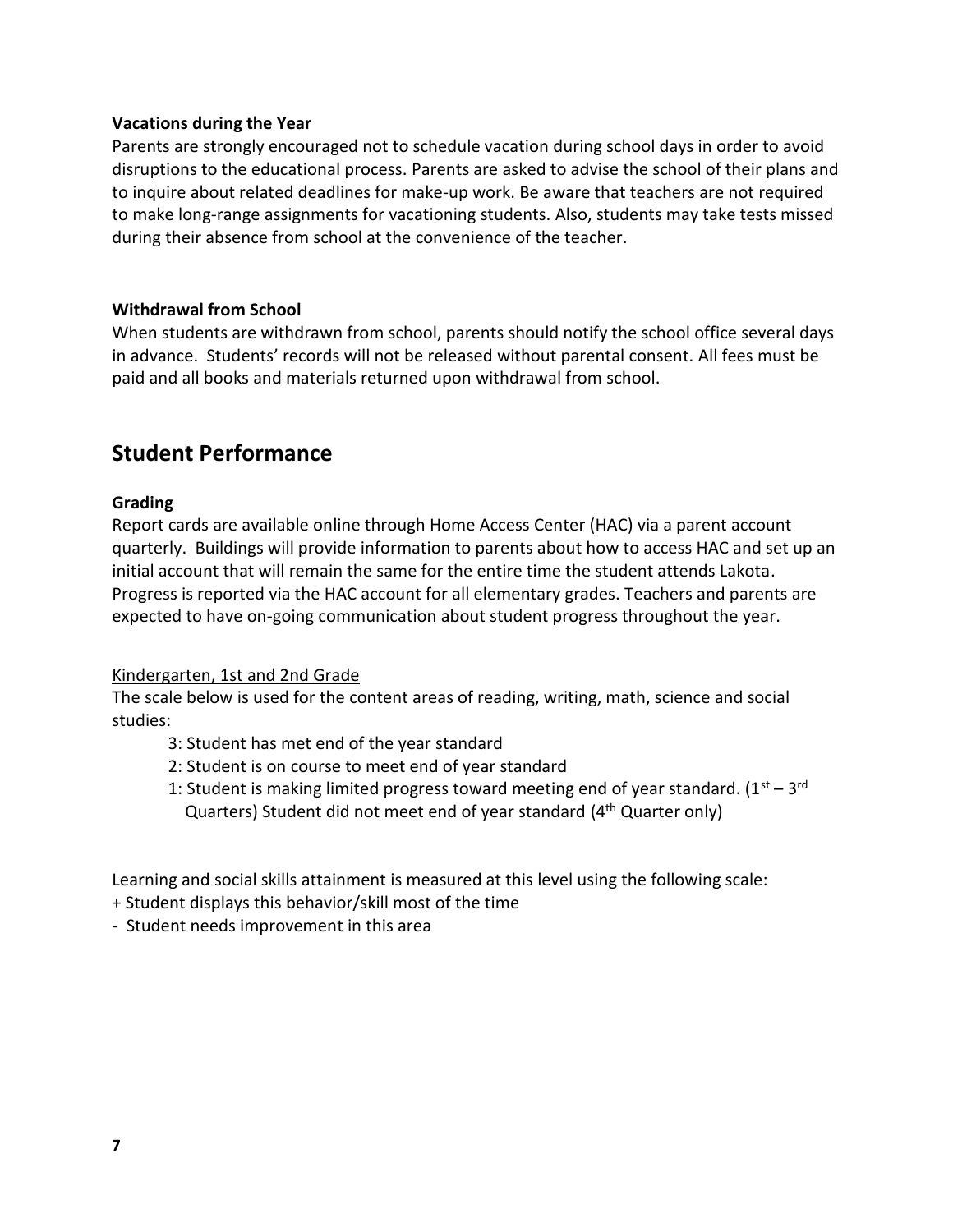### Vacations during the Year

Parents are strongly encouraged not to schedule vacation during school days in order to avoid disruptions to the educational process. Parents are asked to advise the school of their plans and to inquire about related deadlines for make-up work. Be aware that teachers are not required to make long-range assignments for vacationing students. Also, students may take tests missed during their absence from school at the convenience of the teacher.

### Withdrawal from School

When students are withdrawn from school, parents should notify the school office several days in advance. Students' records will not be released without parental consent. All fees must be paid and all books and materials returned upon withdrawal from school.

## Student Performance

### Grading

Report cards are available online through Home Access Center (HAC) via a parent account quarterly. Buildings will provide information to parents about how to access HAC and set up an initial account that will remain the same for the entire time the student attends Lakota. Progress is reported via the HAC account for all elementary grades. Teachers and parents are expected to have on-going communication about student progress throughout the year.

<u>Kindergarten, 1st and 2nd Grade</u>

The scale below is used for the content areas of reading, writing, math, science and social studies:

- 3: Student has met end of the year standard
- 2: Student is on course to meet end of year standard
- 1: Student is making limited progress toward meeting end of year standard. (1st – 3rd Quarters) Student did not meet end of year standard (4th Quarter only)

Learning and social skills attainment is measured at this level using the following scale:

+ Student displays this behavior/skill most of the time

- Student needs improvement in this area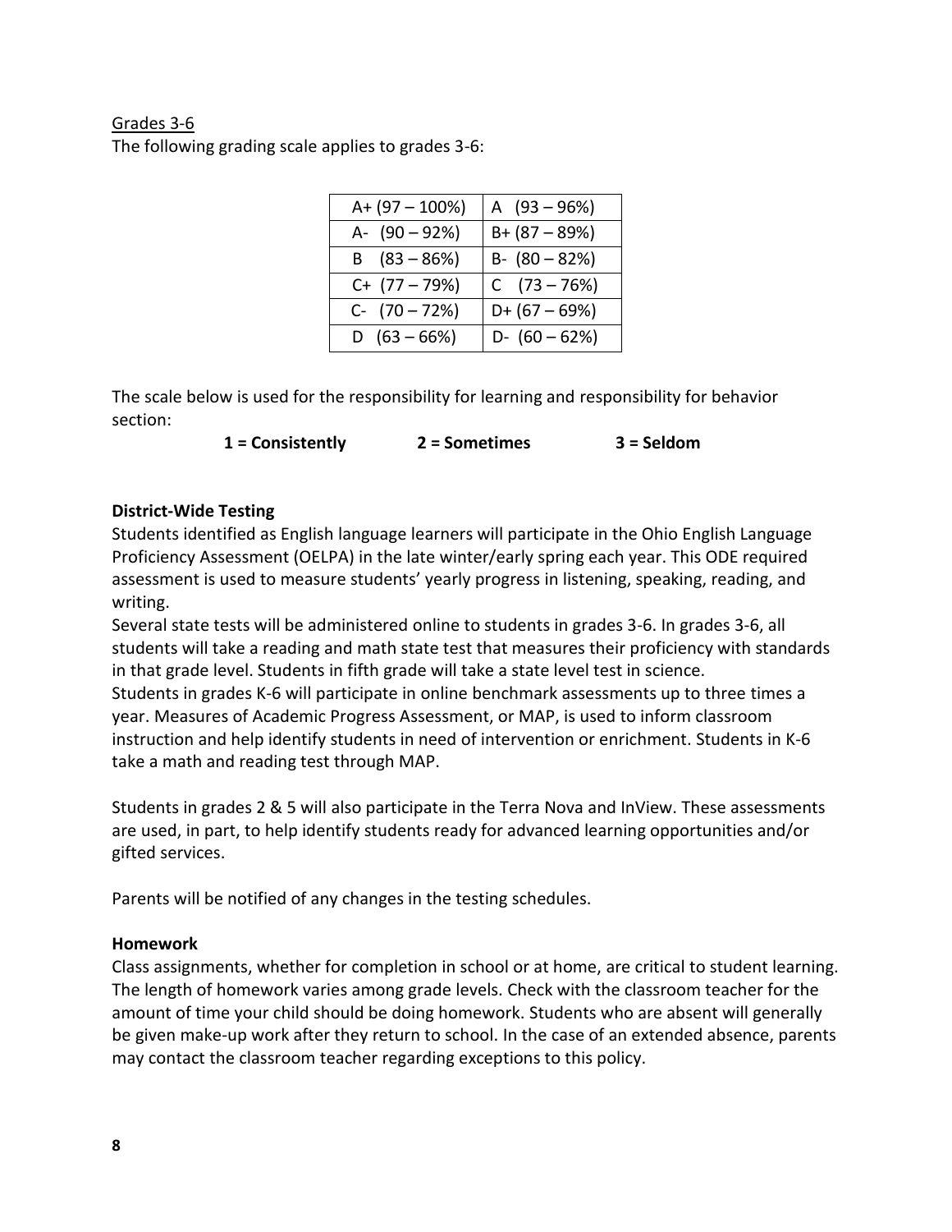Grades 3-6

The following grading scale applies to grades 3-6:

| | |
|---|---|
| A+ (97 – 100%) | A (93 – 96%) |
| A- (90 – 92%) | B+ (87 – 89%) |
| B (83 – 86%) | B- (80 – 82%) |
| C+ (77 – 79%) | C (73 – 76%) |
| C- (70 – 72%) | D+ (67 – 69%) |
| D (63 – 66%) | D- (60 – 62%) |

The scale below is used for the responsibility for learning and responsibility for behavior section:

**1 = Consistently** **2 = Sometimes** **3 = Seldom**

**District-Wide Testing**

Students identified as English language learners will participate in the Ohio English Language Proficiency Assessment (OELPA) in the late winter/early spring each year. This ODE required assessment is used to measure students' yearly progress in listening, speaking, reading, and writing.

Several state tests will be administered online to students in grades 3-6. In grades 3-6, all students will take a reading and math state test that measures their proficiency with standards in that grade level. Students in fifth grade will take a state level test in science.

Students in grades K-6 will participate in online benchmark assessments up to three times a year. Measures of Academic Progress Assessment, or MAP, is used to inform classroom instruction and help identify students in need of intervention or enrichment. Students in K-6 take a math and reading test through MAP.

Students in grades 2 & 5 will also participate in the Terra Nova and InView. These assessments are used, in part, to help identify students ready for advanced learning opportunities and/or gifted services.

Parents will be notified of any changes in the testing schedules.

**Homework**

Class assignments, whether for completion in school or at home, are critical to student learning. The length of homework varies among grade levels. Check with the classroom teacher for the amount of time your child should be doing homework. Students who are absent will generally be given make-up work after they return to school. In the case of an extended absence, parents may contact the classroom teacher regarding exceptions to this policy.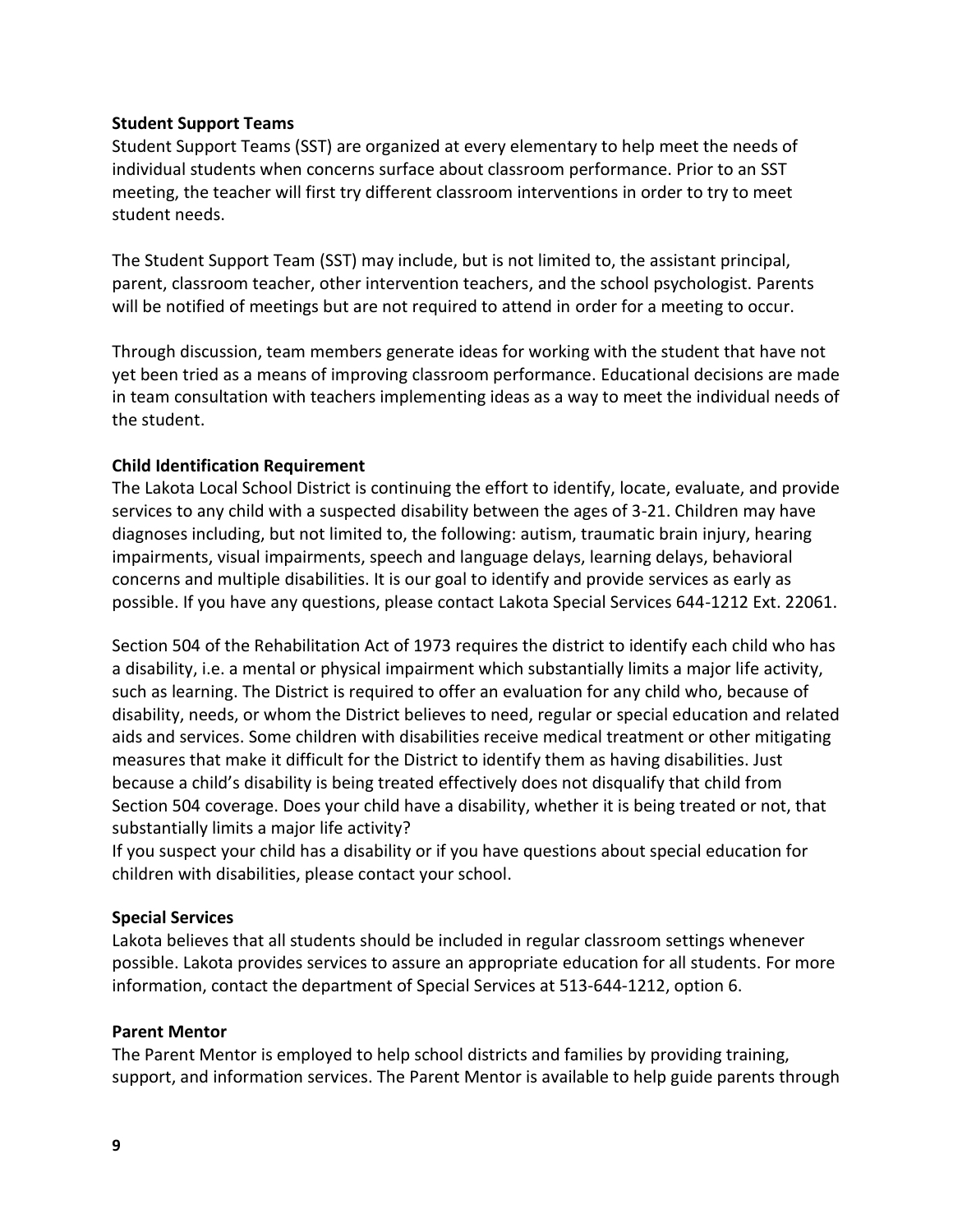**Student Support Teams**

Student Support Teams (SST) are organized at every elementary to help meet the needs of individual students when concerns surface about classroom performance. Prior to an SST meeting, the teacher will first try different classroom interventions in order to try to meet student needs.

The Student Support Team (SST) may include, but is not limited to, the assistant principal, parent, classroom teacher, other intervention teachers, and the school psychologist. Parents will be notified of meetings but are not required to attend in order for a meeting to occur.

Through discussion, team members generate ideas for working with the student that have not yet been tried as a means of improving classroom performance. Educational decisions are made in team consultation with teachers implementing ideas as a way to meet the individual needs of the student.

**Child Identification Requirement**

The Lakota Local School District is continuing the effort to identify, locate, evaluate, and provide services to any child with a suspected disability between the ages of 3-21. Children may have diagnoses including, but not limited to, the following: autism, traumatic brain injury, hearing impairments, visual impairments, speech and language delays, learning delays, behavioral concerns and multiple disabilities. It is our goal to identify and provide services as early as possible. If you have any questions, please contact Lakota Special Services 644-1212 Ext. 22061.

Section 504 of the Rehabilitation Act of 1973 requires the district to identify each child who has a disability, i.e. a mental or physical impairment which substantially limits a major life activity, such as learning. The District is required to offer an evaluation for any child who, because of disability, needs, or whom the District believes to need, regular or special education and related aids and services. Some children with disabilities receive medical treatment or other mitigating measures that make it difficult for the District to identify them as having disabilities. Just because a child's disability is being treated effectively does not disqualify that child from Section 504 coverage. Does your child have a disability, whether it is being treated or not, that substantially limits a major life activity?
If you suspect your child has a disability or if you have questions about special education for children with disabilities, please contact your school.

**Special Services**

Lakota believes that all students should be included in regular classroom settings whenever possible. Lakota provides services to assure an appropriate education for all students. For more information, contact the department of Special Services at 513-644-1212, option 6.

**Parent Mentor**

The Parent Mentor is employed to help school districts and families by providing training, support, and information services. The Parent Mentor is available to help guide parents through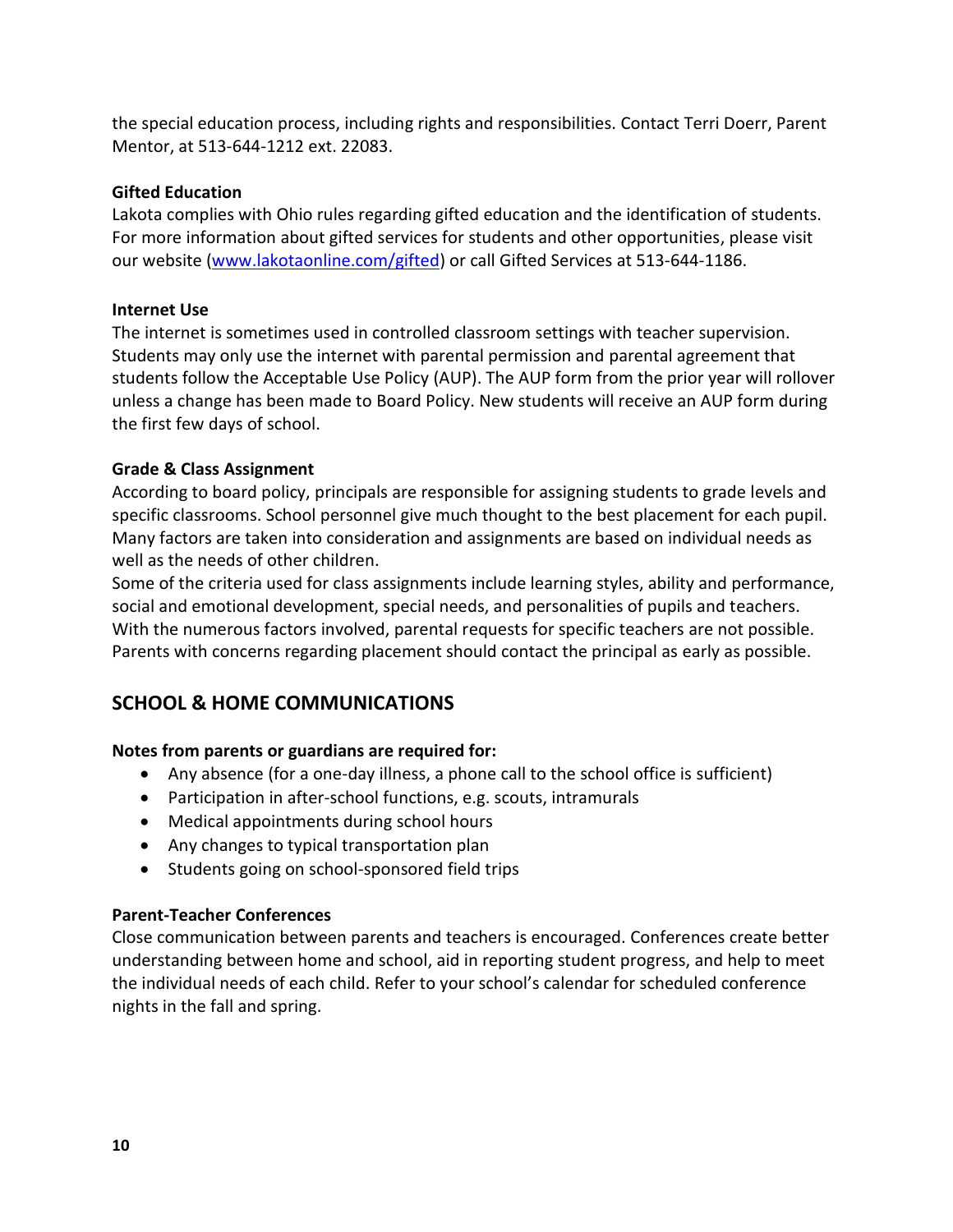the special education process, including rights and responsibilities. Contact Terri Doerr, Parent Mentor, at 513-644-1212 ext. 22083.

**Gifted Education**

Lakota complies with Ohio rules regarding gifted education and the identification of students. For more information about gifted services for students and other opportunities, please visit our website ([www.lakotaonline.com/gifted](http://www.lakotaonline.com/gifted)) or call Gifted Services at 513-644-1186.

**Internet Use**

The internet is sometimes used in controlled classroom settings with teacher supervision. Students may only use the internet with parental permission and parental agreement that students follow the Acceptable Use Policy (AUP). The AUP form from the prior year will rollover unless a change has been made to Board Policy. New students will receive an AUP form during the first few days of school.

**Grade & Class Assignment**

According to board policy, principals are responsible for assigning students to grade levels and specific classrooms. School personnel give much thought to the best placement for each pupil. Many factors are taken into consideration and assignments are based on individual needs as well as the needs of other children.

Some of the criteria used for class assignments include learning styles, ability and performance, social and emotional development, special needs, and personalities of pupils and teachers. With the numerous factors involved, parental requests for specific teachers are not possible. Parents with concerns regarding placement should contact the principal as early as possible.

## SCHOOL & HOME COMMUNICATIONS

**Notes from parents or guardians are required for:**

- Any absence (for a one-day illness, a phone call to the school office is sufficient)
- Participation in after-school functions, e.g. scouts, intramurals
- Medical appointments during school hours
- Any changes to typical transportation plan
- Students going on school-sponsored field trips

**Parent-Teacher Conferences**

Close communication between parents and teachers is encouraged. Conferences create better understanding between home and school, aid in reporting student progress, and help to meet the individual needs of each child. Refer to your school's calendar for scheduled conference nights in the fall and spring.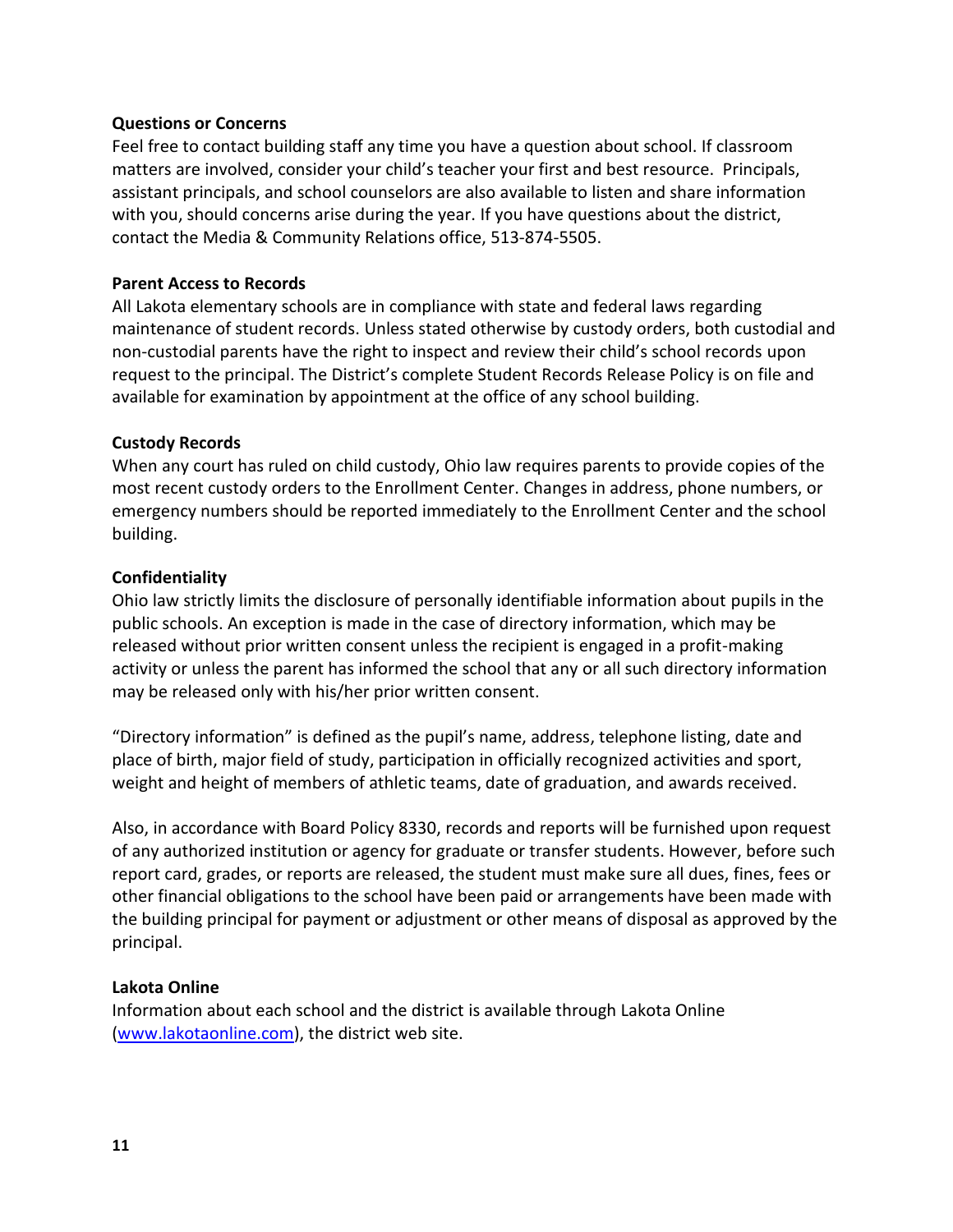**Questions or Concerns**

Feel free to contact building staff any time you have a question about school. If classroom matters are involved, consider your child's teacher your first and best resource. Principals, assistant principals, and school counselors are also available to listen and share information with you, should concerns arise during the year. If you have questions about the district, contact the Media & Community Relations office, 513-874-5505.

**Parent Access to Records**

All Lakota elementary schools are in compliance with state and federal laws regarding maintenance of student records. Unless stated otherwise by custody orders, both custodial and non-custodial parents have the right to inspect and review their child's school records upon request to the principal. The District's complete Student Records Release Policy is on file and available for examination by appointment at the office of any school building.

**Custody Records**

When any court has ruled on child custody, Ohio law requires parents to provide copies of the most recent custody orders to the Enrollment Center. Changes in address, phone numbers, or emergency numbers should be reported immediately to the Enrollment Center and the school building.

**Confidentiality**

Ohio law strictly limits the disclosure of personally identifiable information about pupils in the public schools. An exception is made in the case of directory information, which may be released without prior written consent unless the recipient is engaged in a profit-making activity or unless the parent has informed the school that any or all such directory information may be released only with his/her prior written consent.

"Directory information" is defined as the pupil's name, address, telephone listing, date and place of birth, major field of study, participation in officially recognized activities and sport, weight and height of members of athletic teams, date of graduation, and awards received.

Also, in accordance with Board Policy 8330, records and reports will be furnished upon request of any authorized institution or agency for graduate or transfer students. However, before such report card, grades, or reports are released, the student must make sure all dues, fines, fees or other financial obligations to the school have been paid or arrangements have been made with the building principal for payment or adjustment or other means of disposal as approved by the principal.

**Lakota Online**

Information about each school and the district is available through Lakota Online ([www.lakotaonline.com](http://www.lakotaonline.com)), the district web site.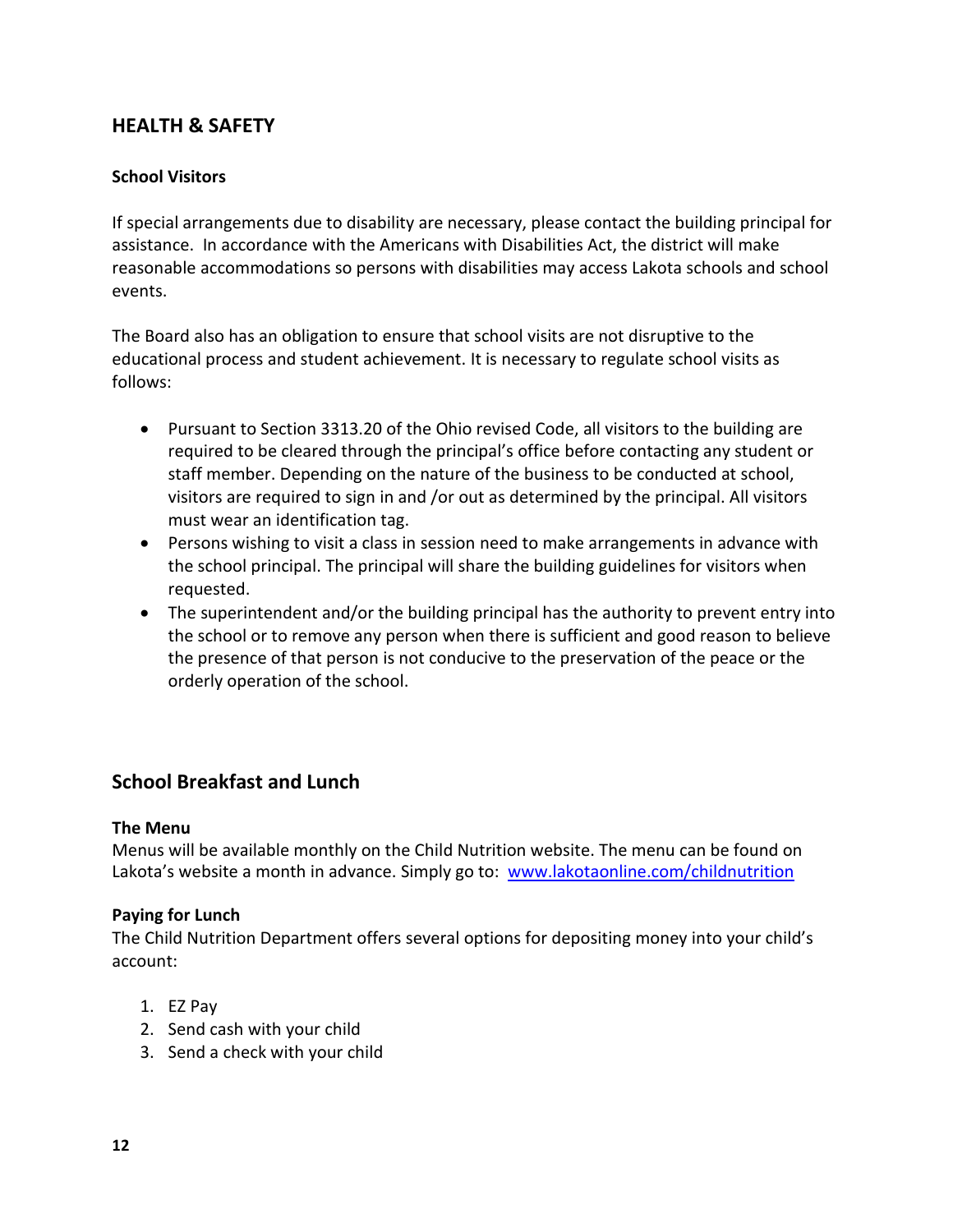## HEALTH & SAFETY

**School Visitors**

If special arrangements due to disability are necessary, please contact the building principal for assistance. In accordance with the Americans with Disabilities Act, the district will make reasonable accommodations so persons with disabilities may access Lakota schools and school events.

The Board also has an obligation to ensure that school visits are not disruptive to the educational process and student achievement. It is necessary to regulate school visits as follows:

- Pursuant to Section 3313.20 of the Ohio revised Code, all visitors to the building are required to be cleared through the principal's office before contacting any student or staff member. Depending on the nature of the business to be conducted at school, visitors are required to sign in and /or out as determined by the principal. All visitors must wear an identification tag.
- Persons wishing to visit a class in session need to make arrangements in advance with the school principal. The principal will share the building guidelines for visitors when requested.
- The superintendent and/or the building principal has the authority to prevent entry into the school or to remove any person when there is sufficient and good reason to believe the presence of that person is not conducive to the preservation of the peace or the orderly operation of the school.

## School Breakfast and Lunch

**The Menu**

Menus will be available monthly on the Child Nutrition website. The menu can be found on Lakota's website a month in advance. Simply go to: [www.lakotaonline.com/childnutrition](http://www.lakotaonline.com/childnutrition)

**Paying for Lunch**

The Child Nutrition Department offers several options for depositing money into your child's account:

1. EZ Pay
2. Send cash with your child
3. Send a check with your child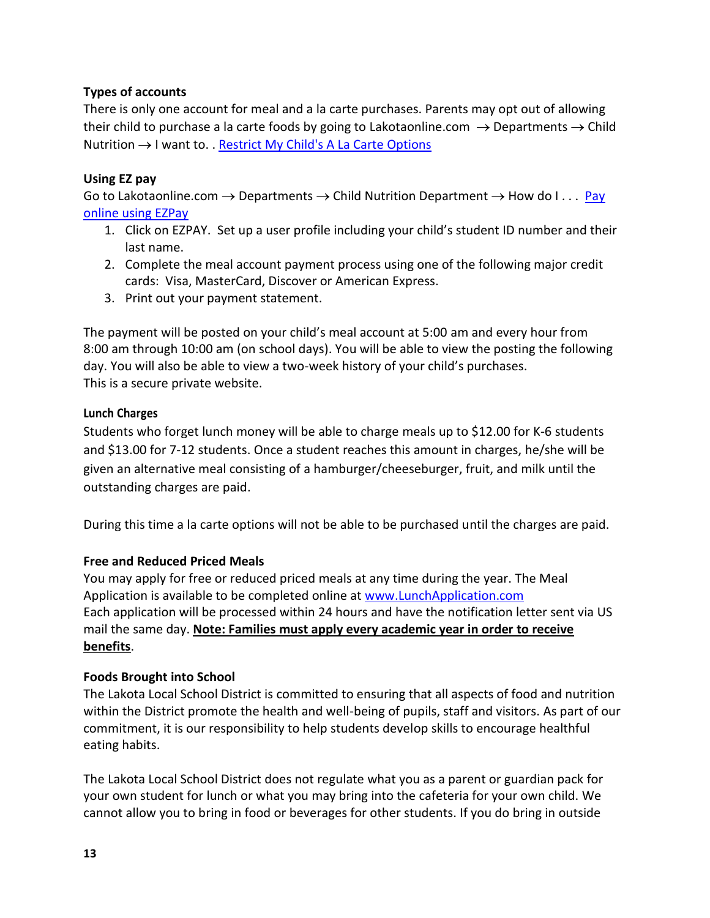**Types of accounts**

There is only one account for meal and a la carte purchases. Parents may opt out of allowing their child to purchase a la carte foods by going to Lakotaonline.com → Departments → Child Nutrition → I want to. . Restrict My Child's A La Carte Options

**Using EZ pay**

Go to Lakotaonline.com → Departments → Child Nutrition Department → How do I . . . Pay online using EZPay

1. Click on EZPAY. Set up a user profile including your child's student ID number and their last name.
2. Complete the meal account payment process using one of the following major credit cards: Visa, MasterCard, Discover or American Express.
3. Print out your payment statement.

The payment will be posted on your child's meal account at 5:00 am and every hour from 8:00 am through 10:00 am (on school days). You will be able to view the posting the following day. You will also be able to view a two-week history of your child's purchases.
This is a secure private website.

**Lunch Charges**

Students who forget lunch money will be able to charge meals up to $12.00 for K-6 students and $13.00 for 7-12 students. Once a student reaches this amount in charges, he/she will be given an alternative meal consisting of a hamburger/cheeseburger, fruit, and milk until the outstanding charges are paid.

During this time a la carte options will not be able to be purchased until the charges are paid.

**Free and Reduced Priced Meals**

You may apply for free or reduced priced meals at any time during the year. The Meal Application is available to be completed online at www.LunchApplication.com
Each application will be processed within 24 hours and have the notification letter sent via US mail the same day. **Note: Families must apply every academic year in order to receive benefits**.

**Foods Brought into School**

The Lakota Local School District is committed to ensuring that all aspects of food and nutrition within the District promote the health and well-being of pupils, staff and visitors. As part of our commitment, it is our responsibility to help students develop skills to encourage healthful eating habits.

The Lakota Local School District does not regulate what you as a parent or guardian pack for your own student for lunch or what you may bring into the cafeteria for your own child. We cannot allow you to bring in food or beverages for other students. If you do bring in outside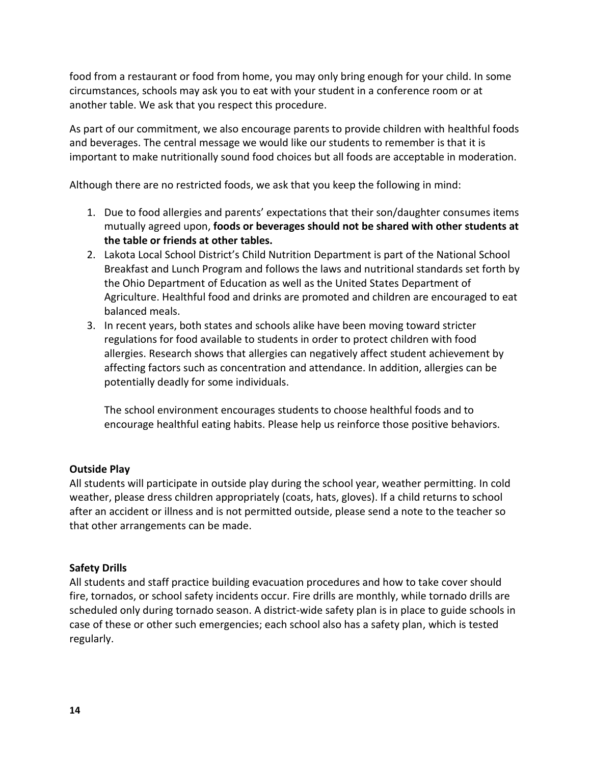food from a restaurant or food from home, you may only bring enough for your child. In some circumstances, schools may ask you to eat with your student in a conference room or at another table. We ask that you respect this procedure.

As part of our commitment, we also encourage parents to provide children with healthful foods and beverages. The central message we would like our students to remember is that it is important to make nutritionally sound food choices but all foods are acceptable in moderation.

Although there are no restricted foods, we ask that you keep the following in mind:

1. Due to food allergies and parents' expectations that their son/daughter consumes items mutually agreed upon, **foods or beverages should not be shared with other students at the table or friends at other tables.**
2. Lakota Local School District's Child Nutrition Department is part of the National School Breakfast and Lunch Program and follows the laws and nutritional standards set forth by the Ohio Department of Education as well as the United States Department of Agriculture. Healthful food and drinks are promoted and children are encouraged to eat balanced meals.
3. In recent years, both states and schools alike have been moving toward stricter regulations for food available to students in order to protect children with food allergies. Research shows that allergies can negatively affect student achievement by affecting factors such as concentration and attendance. In addition, allergies can be potentially deadly for some individuals.

   The school environment encourages students to choose healthful foods and to encourage healthful eating habits. Please help us reinforce those positive behaviors.

**Outside Play**

All students will participate in outside play during the school year, weather permitting. In cold weather, please dress children appropriately (coats, hats, gloves). If a child returns to school after an accident or illness and is not permitted outside, please send a note to the teacher so that other arrangements can be made.

**Safety Drills**

All students and staff practice building evacuation procedures and how to take cover should fire, tornados, or school safety incidents occur. Fire drills are monthly, while tornado drills are scheduled only during tornado season. A district-wide safety plan is in place to guide schools in case of these or other such emergencies; each school also has a safety plan, which is tested regularly.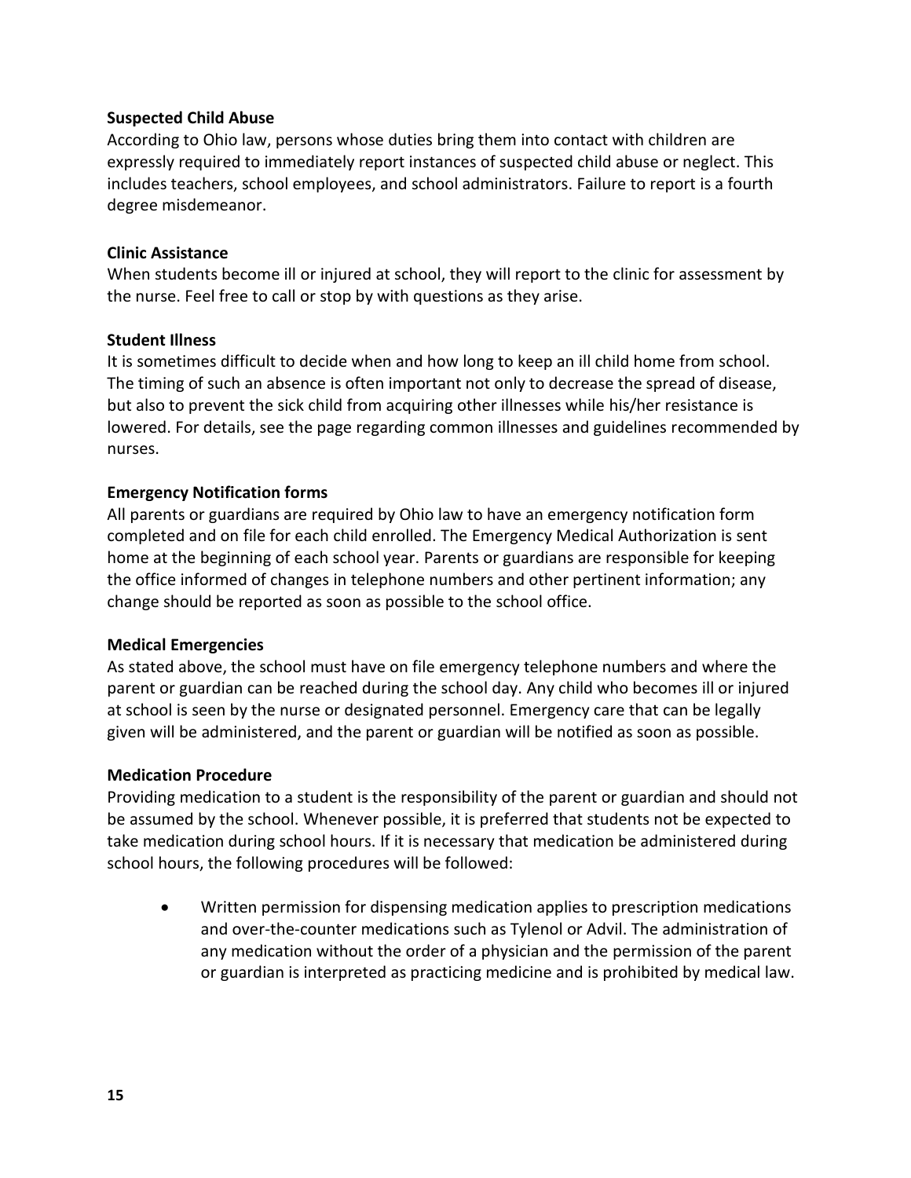**Suspected Child Abuse**

According to Ohio law, persons whose duties bring them into contact with children are expressly required to immediately report instances of suspected child abuse or neglect. This includes teachers, school employees, and school administrators. Failure to report is a fourth degree misdemeanor.

**Clinic Assistance**

When students become ill or injured at school, they will report to the clinic for assessment by the nurse. Feel free to call or stop by with questions as they arise.

**Student Illness**

It is sometimes difficult to decide when and how long to keep an ill child home from school. The timing of such an absence is often important not only to decrease the spread of disease, but also to prevent the sick child from acquiring other illnesses while his/her resistance is lowered. For details, see the page regarding common illnesses and guidelines recommended by nurses.

**Emergency Notification forms**

All parents or guardians are required by Ohio law to have an emergency notification form completed and on file for each child enrolled. The Emergency Medical Authorization is sent home at the beginning of each school year. Parents or guardians are responsible for keeping the office informed of changes in telephone numbers and other pertinent information; any change should be reported as soon as possible to the school office.

**Medical Emergencies**

As stated above, the school must have on file emergency telephone numbers and where the parent or guardian can be reached during the school day. Any child who becomes ill or injured at school is seen by the nurse or designated personnel. Emergency care that can be legally given will be administered, and the parent or guardian will be notified as soon as possible.

**Medication Procedure**

Providing medication to a student is the responsibility of the parent or guardian and should not be assumed by the school. Whenever possible, it is preferred that students not be expected to take medication during school hours. If it is necessary that medication be administered during school hours, the following procedures will be followed:

- Written permission for dispensing medication applies to prescription medications and over-the-counter medications such as Tylenol or Advil. The administration of any medication without the order of a physician and the permission of the parent or guardian is interpreted as practicing medicine and is prohibited by medical law.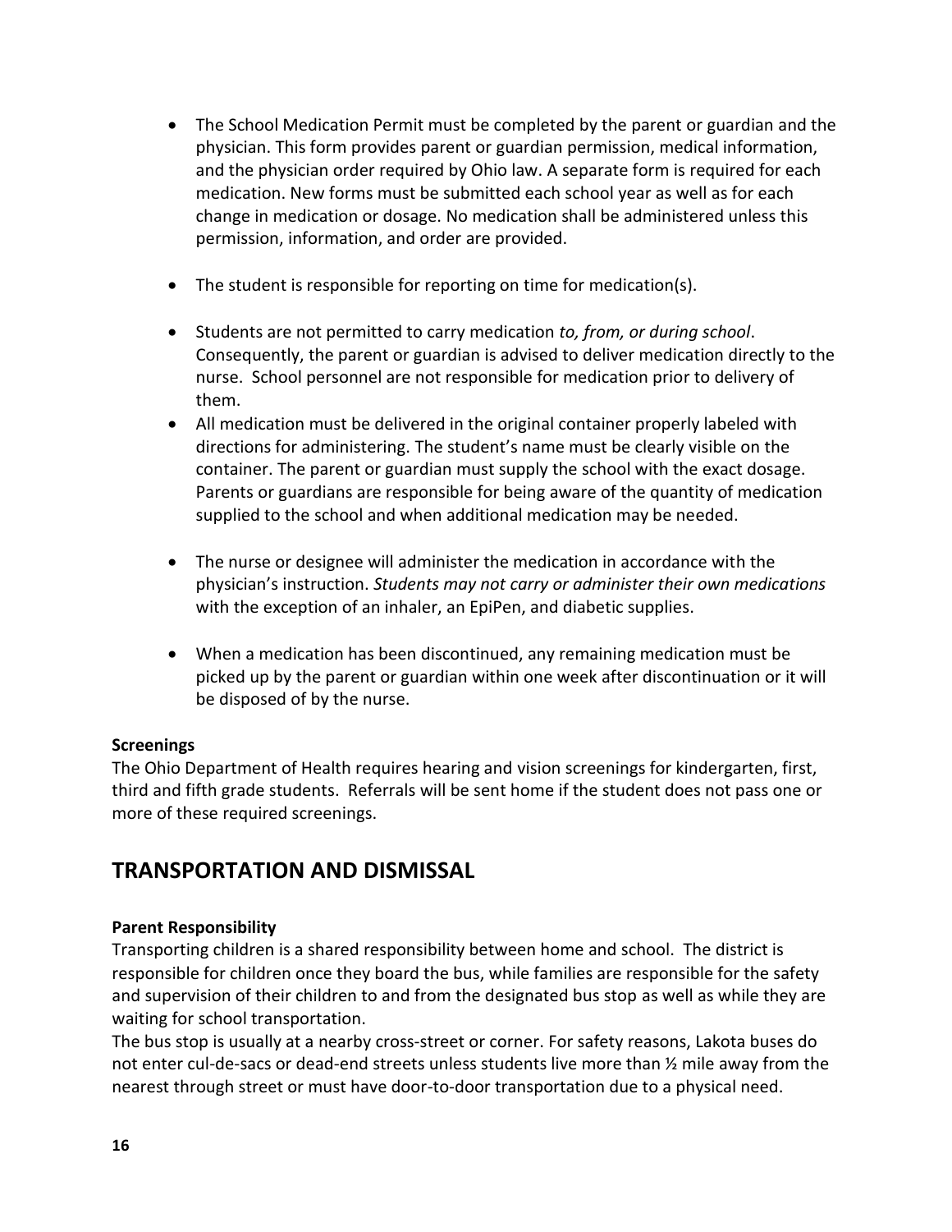- The School Medication Permit must be completed by the parent or guardian and the physician. This form provides parent or guardian permission, medical information, and the physician order required by Ohio law. A separate form is required for each medication. New forms must be submitted each school year as well as for each change in medication or dosage. No medication shall be administered unless this permission, information, and order are provided.

- The student is responsible for reporting on time for medication(s).

- Students are not permitted to carry medication *to, from, or during school*. Consequently, the parent or guardian is advised to deliver medication directly to the nurse. School personnel are not responsible for medication prior to delivery of them.
- All medication must be delivered in the original container properly labeled with directions for administering. The student's name must be clearly visible on the container. The parent or guardian must supply the school with the exact dosage. Parents or guardians are responsible for being aware of the quantity of medication supplied to the school and when additional medication may be needed.

- The nurse or designee will administer the medication in accordance with the physician's instruction. *Students may not carry or administer their own medications* with the exception of an inhaler, an EpiPen, and diabetic supplies.

- When a medication has been discontinued, any remaining medication must be picked up by the parent or guardian within one week after discontinuation or it will be disposed of by the nurse.

**Screenings**
The Ohio Department of Health requires hearing and vision screenings for kindergarten, first, third and fifth grade students. Referrals will be sent home if the student does not pass one or more of these required screenings.

## TRANSPORTATION AND DISMISSAL

**Parent Responsibility**
Transporting children is a shared responsibility between home and school. The district is responsible for children once they board the bus, while families are responsible for the safety and supervision of their children to and from the designated bus stop as well as while they are waiting for school transportation.
The bus stop is usually at a nearby cross-street or corner. For safety reasons, Lakota buses do not enter cul-de-sacs or dead-end streets unless students live more than ½ mile away from the nearest through street or must have door-to-door transportation due to a physical need.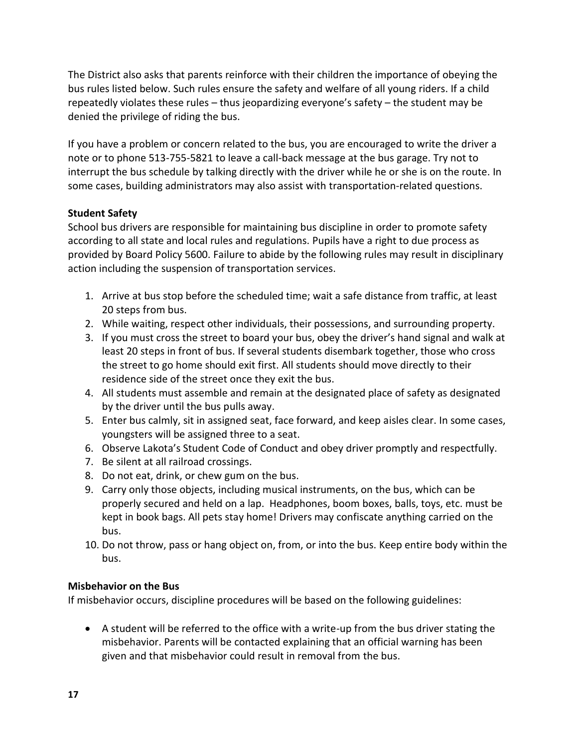The District also asks that parents reinforce with their children the importance of obeying the bus rules listed below. Such rules ensure the safety and welfare of all young riders. If a child repeatedly violates these rules – thus jeopardizing everyone's safety – the student may be denied the privilege of riding the bus.

If you have a problem or concern related to the bus, you are encouraged to write the driver a note or to phone 513-755-5821 to leave a call-back message at the bus garage. Try not to interrupt the bus schedule by talking directly with the driver while he or she is on the route. In some cases, building administrators may also assist with transportation-related questions.

**Student Safety**

School bus drivers are responsible for maintaining bus discipline in order to promote safety according to all state and local rules and regulations. Pupils have a right to due process as provided by Board Policy 5600. Failure to abide by the following rules may result in disciplinary action including the suspension of transportation services.

1. Arrive at bus stop before the scheduled time; wait a safe distance from traffic, at least 20 steps from bus.
2. While waiting, respect other individuals, their possessions, and surrounding property.
3. If you must cross the street to board your bus, obey the driver's hand signal and walk at least 20 steps in front of bus. If several students disembark together, those who cross the street to go home should exit first. All students should move directly to their residence side of the street once they exit the bus.
4. All students must assemble and remain at the designated place of safety as designated by the driver until the bus pulls away.
5. Enter bus calmly, sit in assigned seat, face forward, and keep aisles clear. In some cases, youngsters will be assigned three to a seat.
6. Observe Lakota's Student Code of Conduct and obey driver promptly and respectfully.
7. Be silent at all railroad crossings.
8. Do not eat, drink, or chew gum on the bus.
9. Carry only those objects, including musical instruments, on the bus, which can be properly secured and held on a lap. Headphones, boom boxes, balls, toys, etc. must be kept in book bags. All pets stay home! Drivers may confiscate anything carried on the bus.
10. Do not throw, pass or hang object on, from, or into the bus. Keep entire body within the bus.

**Misbehavior on the Bus**

If misbehavior occurs, discipline procedures will be based on the following guidelines:

- A student will be referred to the office with a write-up from the bus driver stating the misbehavior. Parents will be contacted explaining that an official warning has been given and that misbehavior could result in removal from the bus.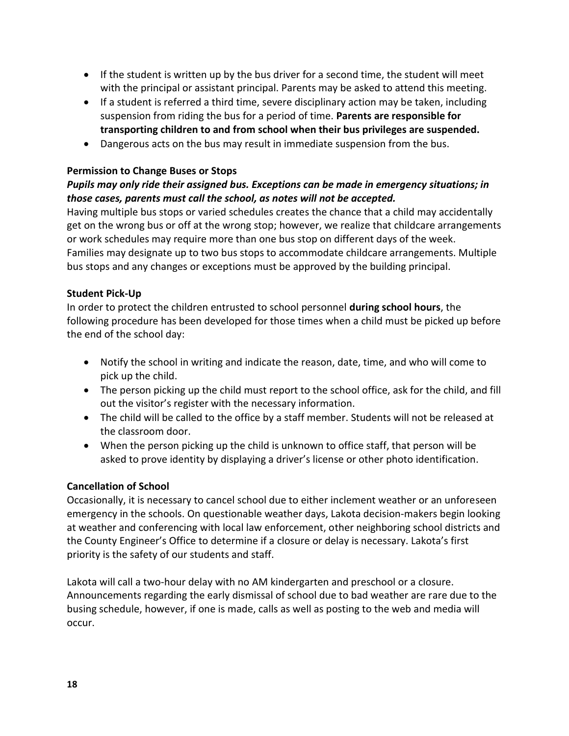- If the student is written up by the bus driver for a second time, the student will meet with the principal or assistant principal. Parents may be asked to attend this meeting.
- If a student is referred a third time, severe disciplinary action may be taken, including suspension from riding the bus for a period of time. **Parents are responsible for transporting children to and from school when their bus privileges are suspended.**
- Dangerous acts on the bus may result in immediate suspension from the bus.

### Permission to Change Buses or Stops

***Pupils may only ride their assigned bus. Exceptions can be made in emergency situations; in those cases, parents must call the school, as notes will not be accepted.***

Having multiple bus stops or varied schedules creates the chance that a child may accidentally get on the wrong bus or off at the wrong stop; however, we realize that childcare arrangements or work schedules may require more than one bus stop on different days of the week. Families may designate up to two bus stops to accommodate childcare arrangements. Multiple bus stops and any changes or exceptions must be approved by the building principal.

### Student Pick-Up

In order to protect the children entrusted to school personnel **during school hours**, the following procedure has been developed for those times when a child must be picked up before the end of the school day:

- Notify the school in writing and indicate the reason, date, time, and who will come to pick up the child.
- The person picking up the child must report to the school office, ask for the child, and fill out the visitor's register with the necessary information.
- The child will be called to the office by a staff member. Students will not be released at the classroom door.
- When the person picking up the child is unknown to office staff, that person will be asked to prove identity by displaying a driver's license or other photo identification.

### Cancellation of School

Occasionally, it is necessary to cancel school due to either inclement weather or an unforeseen emergency in the schools. On questionable weather days, Lakota decision-makers begin looking at weather and conferencing with local law enforcement, other neighboring school districts and the County Engineer's Office to determine if a closure or delay is necessary. Lakota's first priority is the safety of our students and staff.

Lakota will call a two-hour delay with no AM kindergarten and preschool or a closure. Announcements regarding the early dismissal of school due to bad weather are rare due to the busing schedule, however, if one is made, calls as well as posting to the web and media will occur.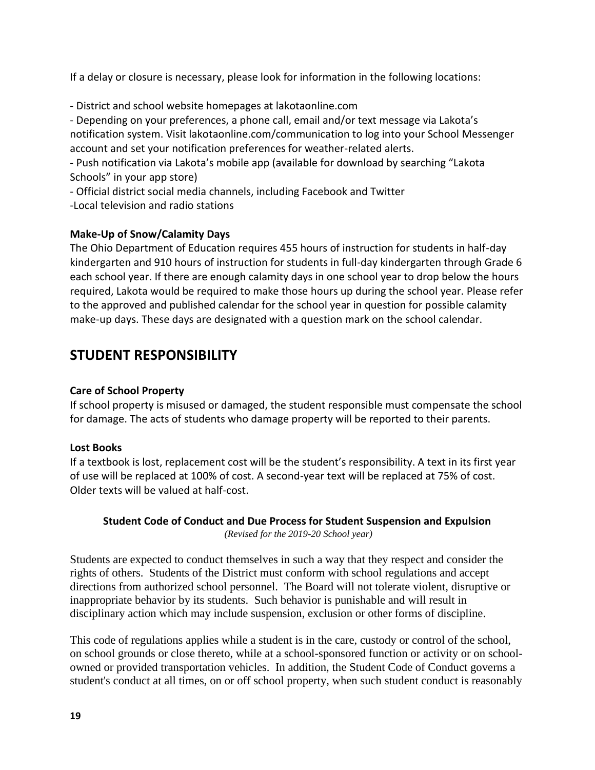If a delay or closure is necessary, please look for information in the following locations:

- District and school website homepages at lakotaonline.com
- Depending on your preferences, a phone call, email and/or text message via Lakota's notification system. Visit lakotaonline.com/communication to log into your School Messenger account and set your notification preferences for weather-related alerts.
- Push notification via Lakota's mobile app (available for download by searching "Lakota Schools" in your app store)
- Official district social media channels, including Facebook and Twitter
- Local television and radio stations

**Make-Up of Snow/Calamity Days**

The Ohio Department of Education requires 455 hours of instruction for students in half-day kindergarten and 910 hours of instruction for students in full-day kindergarten through Grade 6 each school year. If there are enough calamity days in one school year to drop below the hours required, Lakota would be required to make those hours up during the school year. Please refer to the approved and published calendar for the school year in question for possible calamity make-up days. These days are designated with a question mark on the school calendar.

## STUDENT RESPONSIBILITY

**Care of School Property**

If school property is misused or damaged, the student responsible must compensate the school for damage. The acts of students who damage property will be reported to their parents.

**Lost Books**

If a textbook is lost, replacement cost will be the student's responsibility. A text in its first year of use will be replaced at 100% of cost. A second-year text will be replaced at 75% of cost. Older texts will be valued at half-cost.

### Student Code of Conduct and Due Process for Student Suspension and Expulsion

*(Revised for the 2019-20 School year)*

Students are expected to conduct themselves in such a way that they respect and consider the rights of others. Students of the District must conform with school regulations and accept directions from authorized school personnel. The Board will not tolerate violent, disruptive or inappropriate behavior by its students. Such behavior is punishable and will result in disciplinary action which may include suspension, exclusion or other forms of discipline.

This code of regulations applies while a student is in the care, custody or control of the school, on school grounds or close thereto, while at a school-sponsored function or activity or on school-owned or provided transportation vehicles. In addition, the Student Code of Conduct governs a student's conduct at all times, on or off school property, when such student conduct is reasonably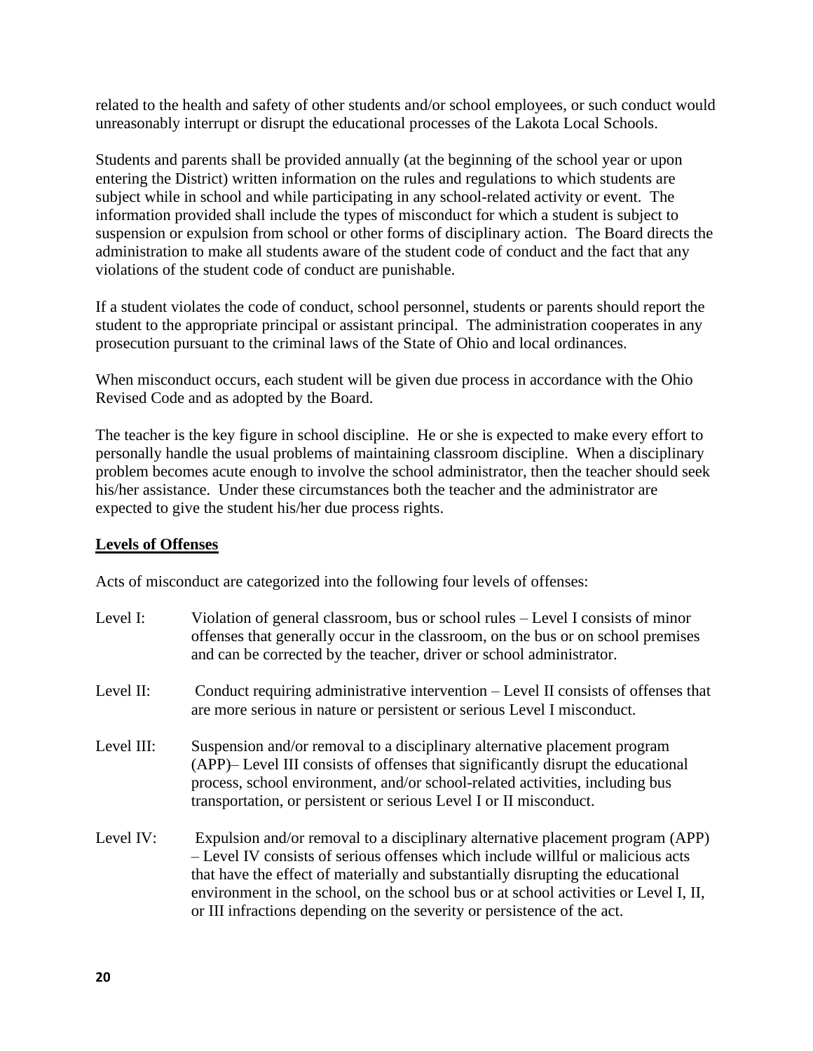related to the health and safety of other students and/or school employees, or such conduct would unreasonably interrupt or disrupt the educational processes of the Lakota Local Schools.

Students and parents shall be provided annually (at the beginning of the school year or upon entering the District) written information on the rules and regulations to which students are subject while in school and while participating in any school-related activity or event. The information provided shall include the types of misconduct for which a student is subject to suspension or expulsion from school or other forms of disciplinary action. The Board directs the administration to make all students aware of the student code of conduct and the fact that any violations of the student code of conduct are punishable.

If a student violates the code of conduct, school personnel, students or parents should report the student to the appropriate principal or assistant principal. The administration cooperates in any prosecution pursuant to the criminal laws of the State of Ohio and local ordinances.

When misconduct occurs, each student will be given due process in accordance with the Ohio Revised Code and as adopted by the Board.

The teacher is the key figure in school discipline. He or she is expected to make every effort to personally handle the usual problems of maintaining classroom discipline. When a disciplinary problem becomes acute enough to involve the school administrator, then the teacher should seek his/her assistance. Under these circumstances both the teacher and the administrator are expected to give the student his/her due process rights.

**Levels of Offenses**

Acts of misconduct are categorized into the following four levels of offenses:

Level I: Violation of general classroom, bus or school rules – Level I consists of minor offenses that generally occur in the classroom, on the bus or on school premises and can be corrected by the teacher, driver or school administrator.

Level II: Conduct requiring administrative intervention – Level II consists of offenses that are more serious in nature or persistent or serious Level I misconduct.

Level III: Suspension and/or removal to a disciplinary alternative placement program (APP)– Level III consists of offenses that significantly disrupt the educational process, school environment, and/or school-related activities, including bus transportation, or persistent or serious Level I or II misconduct.

Level IV: Expulsion and/or removal to a disciplinary alternative placement program (APP) – Level IV consists of serious offenses which include willful or malicious acts that have the effect of materially and substantially disrupting the educational environment in the school, on the school bus or at school activities or Level I, II, or III infractions depending on the severity or persistence of the act.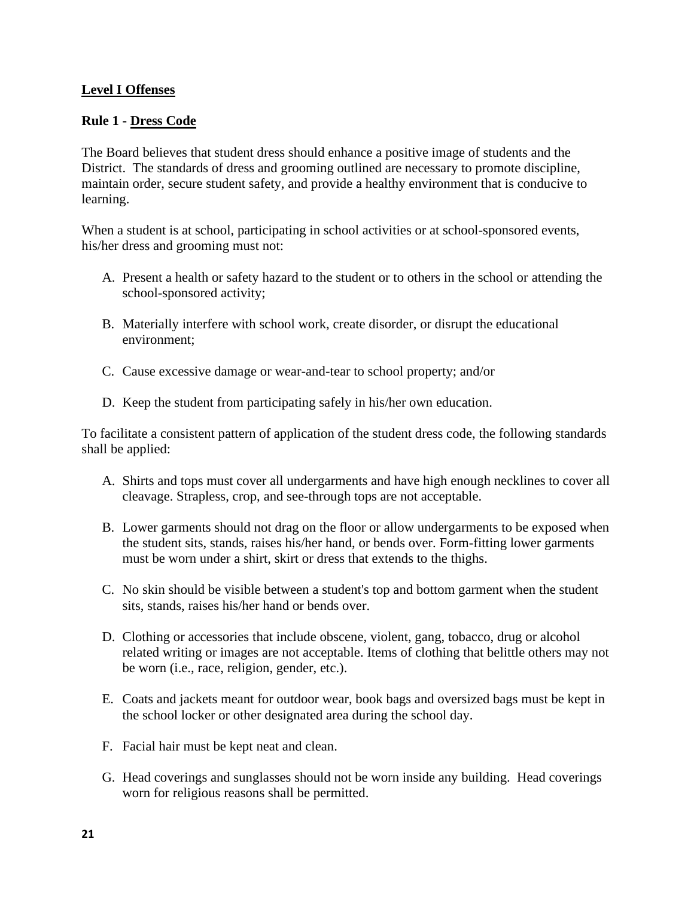## Level I Offenses

### Rule 1 - Dress Code

The Board believes that student dress should enhance a positive image of students and the District. The standards of dress and grooming outlined are necessary to promote discipline, maintain order, secure student safety, and provide a healthy environment that is conducive to learning.

When a student is at school, participating in school activities or at school-sponsored events, his/her dress and grooming must not:

A. Present a health or safety hazard to the student or to others in the school or attending the school-sponsored activity;

B. Materially interfere with school work, create disorder, or disrupt the educational environment;

C. Cause excessive damage or wear-and-tear to school property; and/or

D. Keep the student from participating safely in his/her own education.

To facilitate a consistent pattern of application of the student dress code, the following standards shall be applied:

A. Shirts and tops must cover all undergarments and have high enough necklines to cover all cleavage. Strapless, crop, and see-through tops are not acceptable.

B. Lower garments should not drag on the floor or allow undergarments to be exposed when the student sits, stands, raises his/her hand, or bends over. Form-fitting lower garments must be worn under a shirt, skirt or dress that extends to the thighs.

C. No skin should be visible between a student's top and bottom garment when the student sits, stands, raises his/her hand or bends over.

D. Clothing or accessories that include obscene, violent, gang, tobacco, drug or alcohol related writing or images are not acceptable. Items of clothing that belittle others may not be worn (i.e., race, religion, gender, etc.).

E. Coats and jackets meant for outdoor wear, book bags and oversized bags must be kept in the school locker or other designated area during the school day.

F. Facial hair must be kept neat and clean.

G. Head coverings and sunglasses should not be worn inside any building. Head coverings worn for religious reasons shall be permitted.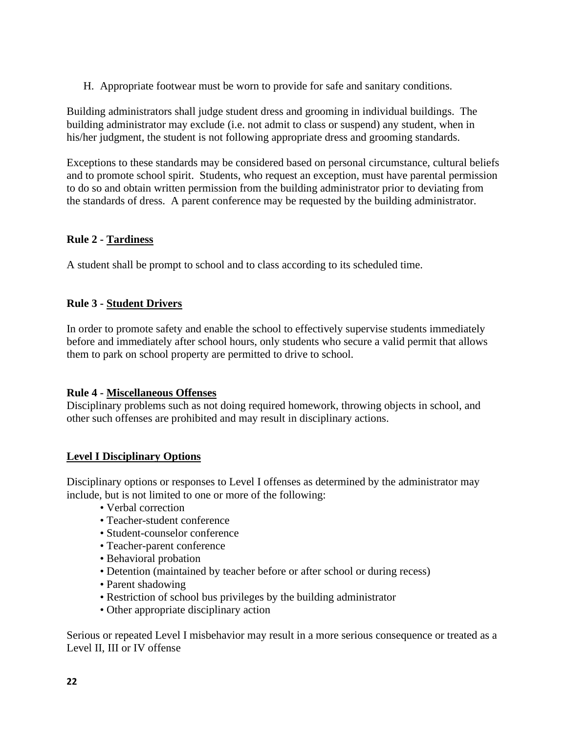H. Appropriate footwear must be worn to provide for safe and sanitary conditions.

Building administrators shall judge student dress and grooming in individual buildings. The building administrator may exclude (i.e. not admit to class or suspend) any student, when in his/her judgment, the student is not following appropriate dress and grooming standards.

Exceptions to these standards may be considered based on personal circumstance, cultural beliefs and to promote school spirit. Students, who request an exception, must have parental permission to do so and obtain written permission from the building administrator prior to deviating from the standards of dress. A parent conference may be requested by the building administrator.

**Rule 2 - <u>Tardiness</u>**

A student shall be prompt to school and to class according to its scheduled time.

**Rule 3 - <u>Student Drivers</u>**

In order to promote safety and enable the school to effectively supervise students immediately before and immediately after school hours, only students who secure a valid permit that allows them to park on school property are permitted to drive to school.

**Rule 4 - <u>Miscellaneous Offenses</u>**

Disciplinary problems such as not doing required homework, throwing objects in school, and other such offenses are prohibited and may result in disciplinary actions.

**<u>Level I Disciplinary Options</u>**

Disciplinary options or responses to Level I offenses as determined by the administrator may include, but is not limited to one or more of the following:

- Verbal correction
- Teacher-student conference
- Student-counselor conference
- Teacher-parent conference
- Behavioral probation
- Detention (maintained by teacher before or after school or during recess)
- Parent shadowing
- Restriction of school bus privileges by the building administrator
- Other appropriate disciplinary action

Serious or repeated Level I misbehavior may result in a more serious consequence or treated as a Level II, III or IV offense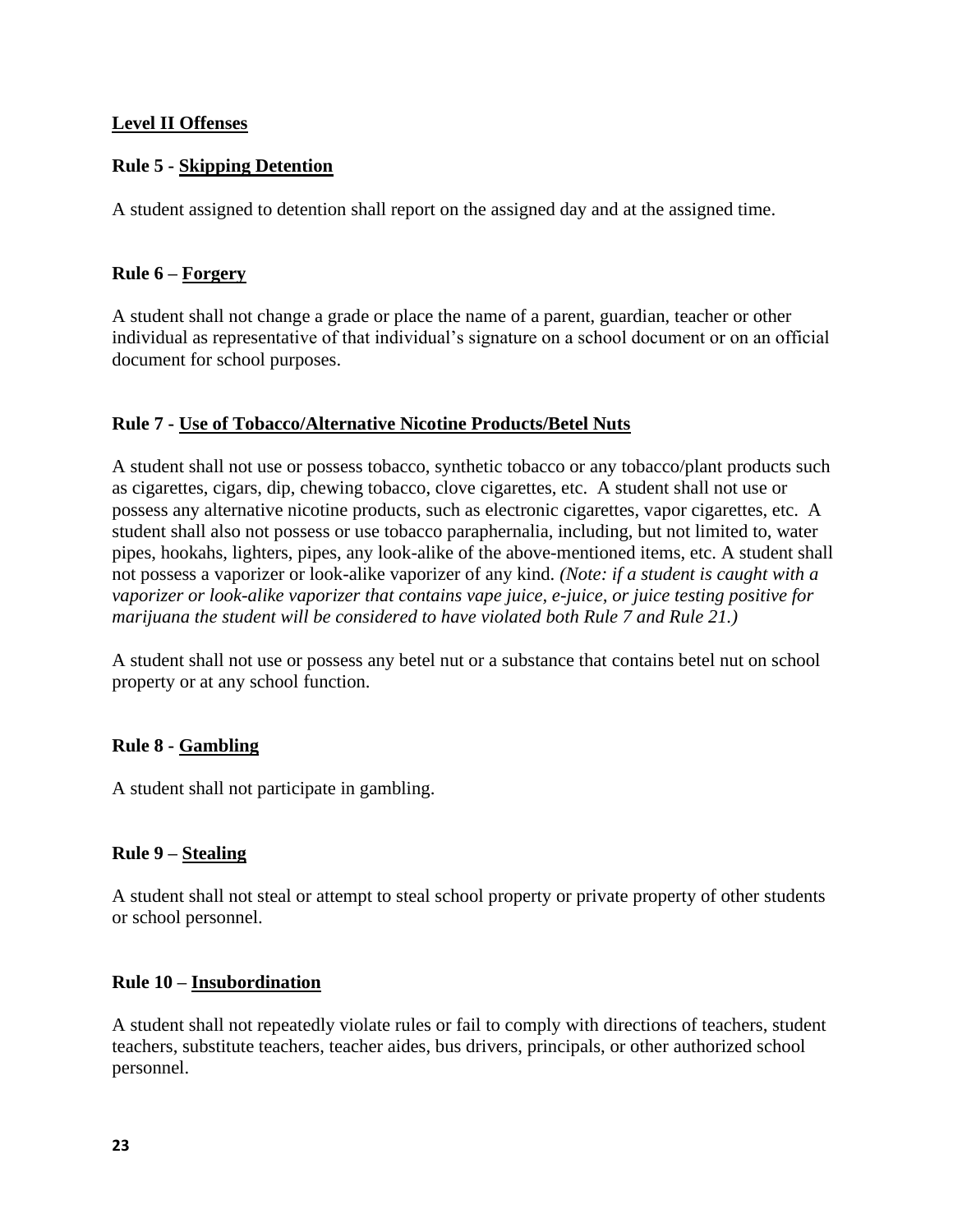**Level II Offenses**

**Rule 5 - Skipping Detention**

A student assigned to detention shall report on the assigned day and at the assigned time.

**Rule 6 – Forgery**

A student shall not change a grade or place the name of a parent, guardian, teacher or other individual as representative of that individual's signature on a school document or on an official document for school purposes.

**Rule 7 - Use of Tobacco/Alternative Nicotine Products/Betel Nuts**

A student shall not use or possess tobacco, synthetic tobacco or any tobacco/plant products such as cigarettes, cigars, dip, chewing tobacco, clove cigarettes, etc. A student shall not use or possess any alternative nicotine products, such as electronic cigarettes, vapor cigarettes, etc. A student shall also not possess or use tobacco paraphernalia, including, but not limited to, water pipes, hookahs, lighters, pipes, any look-alike of the above-mentioned items, etc. A student shall not possess a vaporizer or look-alike vaporizer of any kind. *(Note: if a student is caught with a vaporizer or look-alike vaporizer that contains vape juice, e-juice, or juice testing positive for marijuana the student will be considered to have violated both Rule 7 and Rule 21.)*

A student shall not use or possess any betel nut or a substance that contains betel nut on school property or at any school function.

**Rule 8 - Gambling**

A student shall not participate in gambling.

**Rule 9 – Stealing**

A student shall not steal or attempt to steal school property or private property of other students or school personnel.

**Rule 10 – Insubordination**

A student shall not repeatedly violate rules or fail to comply with directions of teachers, student teachers, substitute teachers, teacher aides, bus drivers, principals, or other authorized school personnel.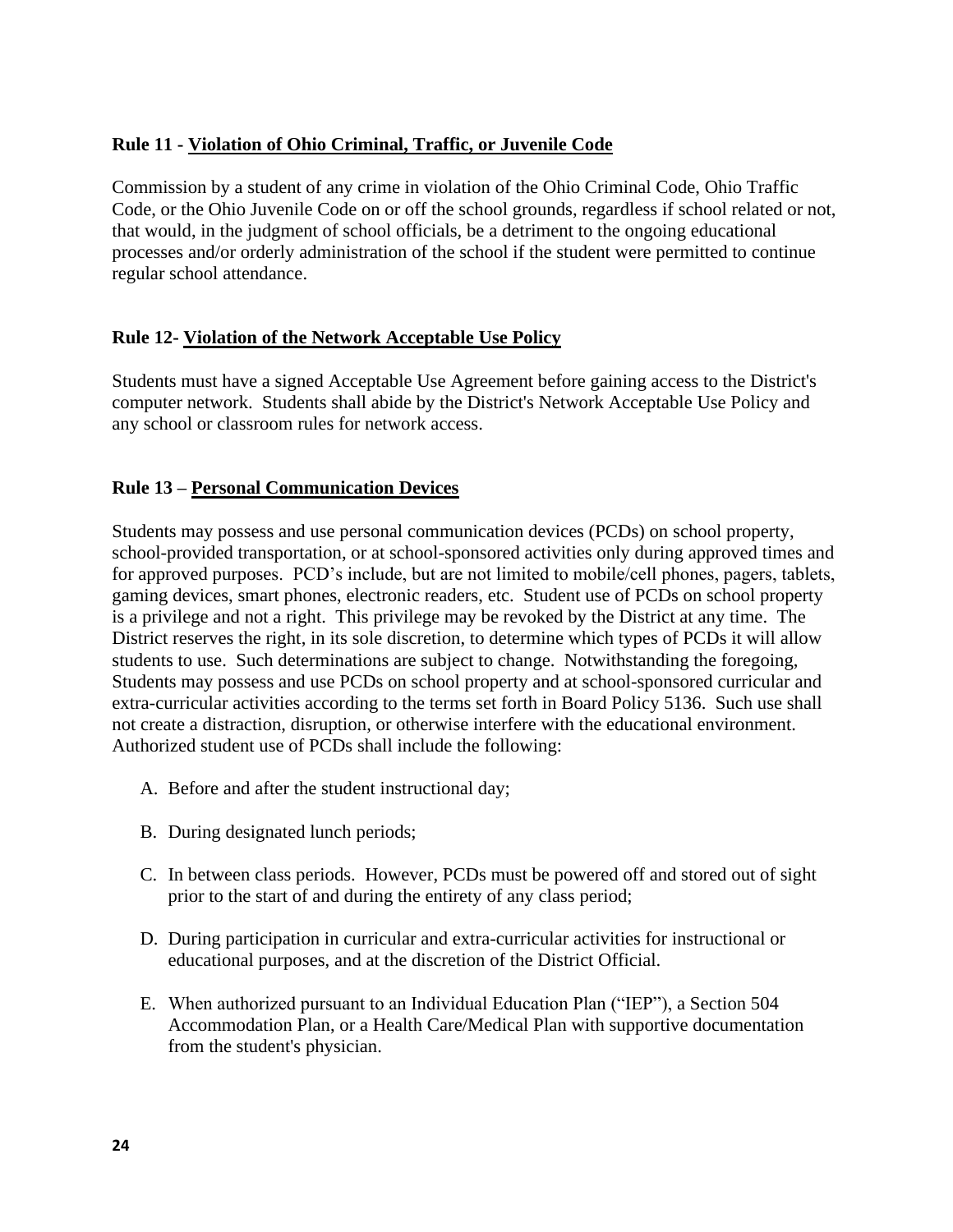**Rule 11 - Violation of Ohio Criminal, Traffic, or Juvenile Code**

Commission by a student of any crime in violation of the Ohio Criminal Code, Ohio Traffic Code, or the Ohio Juvenile Code on or off the school grounds, regardless if school related or not, that would, in the judgment of school officials, be a detriment to the ongoing educational processes and/or orderly administration of the school if the student were permitted to continue regular school attendance.

**Rule 12- Violation of the Network Acceptable Use Policy**

Students must have a signed Acceptable Use Agreement before gaining access to the District's computer network. Students shall abide by the District's Network Acceptable Use Policy and any school or classroom rules for network access.

**Rule 13 – Personal Communication Devices**

Students may possess and use personal communication devices (PCDs) on school property, school-provided transportation, or at school-sponsored activities only during approved times and for approved purposes. PCD's include, but are not limited to mobile/cell phones, pagers, tablets, gaming devices, smart phones, electronic readers, etc. Student use of PCDs on school property is a privilege and not a right. This privilege may be revoked by the District at any time. The District reserves the right, in its sole discretion, to determine which types of PCDs it will allow students to use. Such determinations are subject to change. Notwithstanding the foregoing, Students may possess and use PCDs on school property and at school-sponsored curricular and extra-curricular activities according to the terms set forth in Board Policy 5136. Such use shall not create a distraction, disruption, or otherwise interfere with the educational environment. Authorized student use of PCDs shall include the following:

A. Before and after the student instructional day;

B. During designated lunch periods;

C. In between class periods. However, PCDs must be powered off and stored out of sight prior to the start of and during the entirety of any class period;

D. During participation in curricular and extra-curricular activities for instructional or educational purposes, and at the discretion of the District Official.

E. When authorized pursuant to an Individual Education Plan ("IEP"), a Section 504 Accommodation Plan, or a Health Care/Medical Plan with supportive documentation from the student's physician.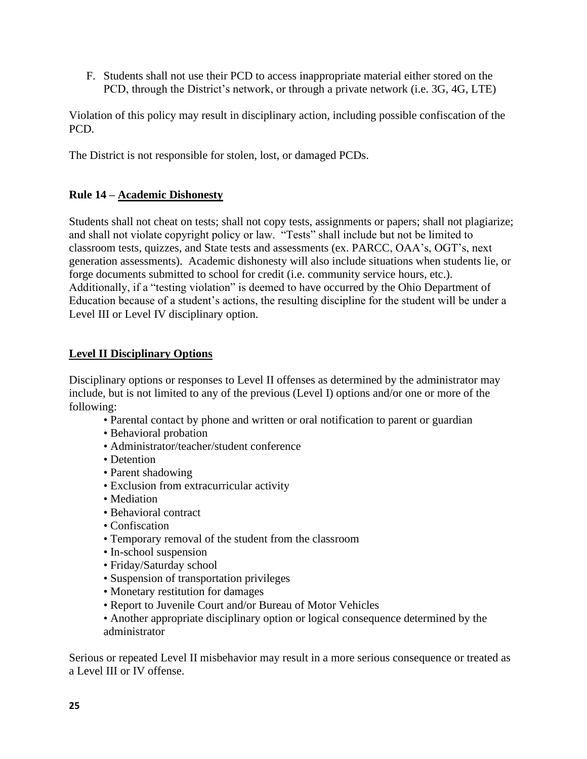F. Students shall not use their PCD to access inappropriate material either stored on the PCD, through the District's network, or through a private network (i.e. 3G, 4G, LTE)

Violation of this policy may result in disciplinary action, including possible confiscation of the PCD.

The District is not responsible for stolen, lost, or damaged PCDs.

### Rule 14 – Academic Dishonesty

Students shall not cheat on tests; shall not copy tests, assignments or papers; shall not plagiarize; and shall not violate copyright policy or law. "Tests" shall include but not be limited to classroom tests, quizzes, and State tests and assessments (ex. PARCC, OAA's, OGT's, next generation assessments). Academic dishonesty will also include situations when students lie, or forge documents submitted to school for credit (i.e. community service hours, etc.). Additionally, if a "testing violation" is deemed to have occurred by the Ohio Department of Education because of a student's actions, the resulting discipline for the student will be under a Level III or Level IV disciplinary option.

### Level II Disciplinary Options

Disciplinary options or responses to Level II offenses as determined by the administrator may include, but is not limited to any of the previous (Level I) options and/or one or more of the following:

- Parental contact by phone and written or oral notification to parent or guardian
- Behavioral probation
- Administrator/teacher/student conference
- Detention
- Parent shadowing
- Exclusion from extracurricular activity
- Mediation
- Behavioral contract
- Confiscation
- Temporary removal of the student from the classroom
- In-school suspension
- Friday/Saturday school
- Suspension of transportation privileges
- Monetary restitution for damages
- Report to Juvenile Court and/or Bureau of Motor Vehicles
- Another appropriate disciplinary option or logical consequence determined by the administrator

Serious or repeated Level II misbehavior may result in a more serious consequence or treated as a Level III or IV offense.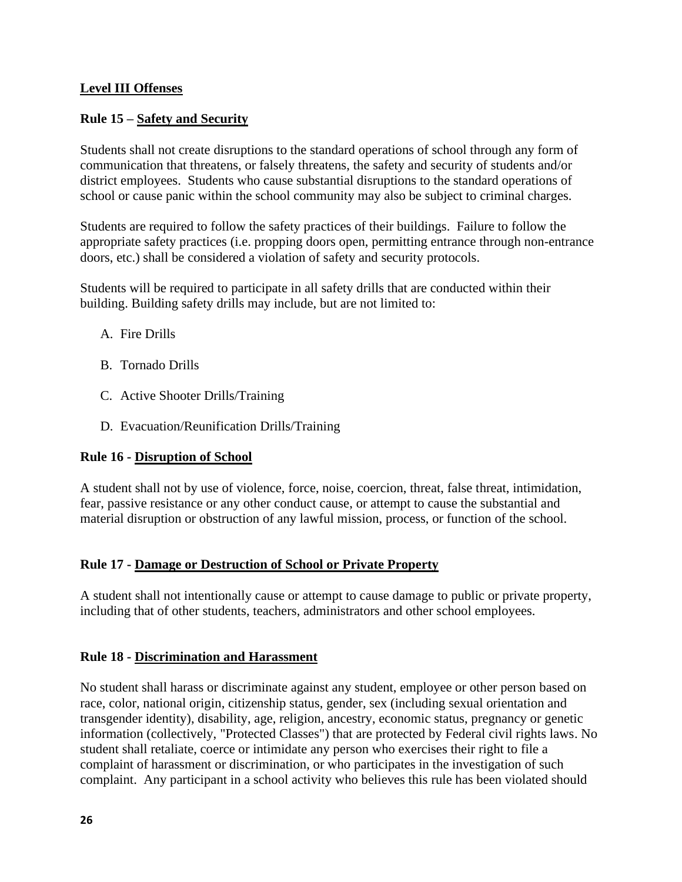## Level III Offenses

### Rule 15 – Safety and Security

Students shall not create disruptions to the standard operations of school through any form of communication that threatens, or falsely threatens, the safety and security of students and/or district employees. Students who cause substantial disruptions to the standard operations of school or cause panic within the school community may also be subject to criminal charges.

Students are required to follow the safety practices of their buildings. Failure to follow the appropriate safety practices (i.e. propping doors open, permitting entrance through non-entrance doors, etc.) shall be considered a violation of safety and security protocols.

Students will be required to participate in all safety drills that are conducted within their building. Building safety drills may include, but are not limited to:

A. Fire Drills

B. Tornado Drills

C. Active Shooter Drills/Training

D. Evacuation/Reunification Drills/Training

### Rule 16 - Disruption of School

A student shall not by use of violence, force, noise, coercion, threat, false threat, intimidation, fear, passive resistance or any other conduct cause, or attempt to cause the substantial and material disruption or obstruction of any lawful mission, process, or function of the school.

### Rule 17 - Damage or Destruction of School or Private Property

A student shall not intentionally cause or attempt to cause damage to public or private property, including that of other students, teachers, administrators and other school employees.

### Rule 18 - Discrimination and Harassment

No student shall harass or discriminate against any student, employee or other person based on race, color, national origin, citizenship status, gender, sex (including sexual orientation and transgender identity), disability, age, religion, ancestry, economic status, pregnancy or genetic information (collectively, "Protected Classes") that are protected by Federal civil rights laws. No student shall retaliate, coerce or intimidate any person who exercises their right to file a complaint of harassment or discrimination, or who participates in the investigation of such complaint. Any participant in a school activity who believes this rule has been violated should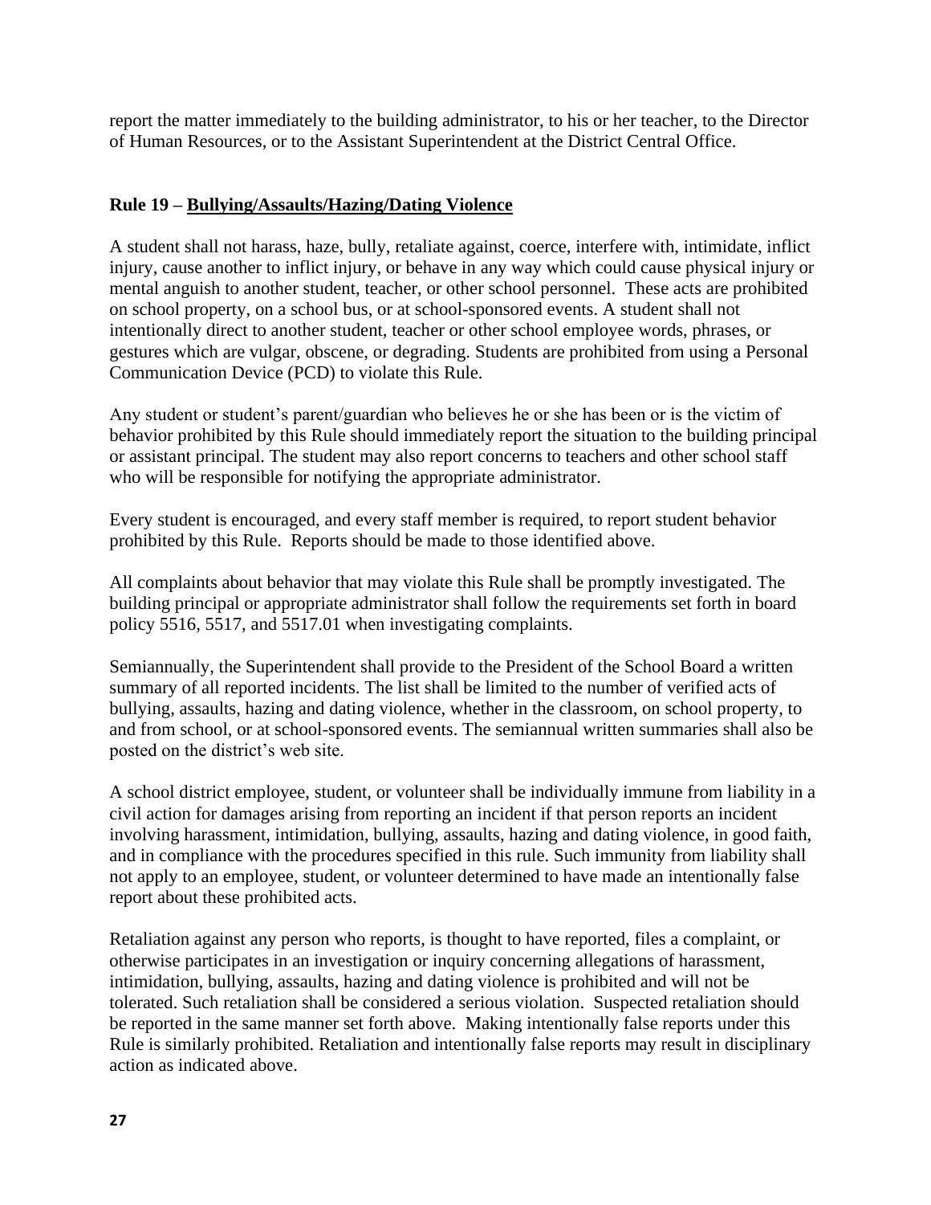report the matter immediately to the building administrator, to his or her teacher, to the Director of Human Resources, or to the Assistant Superintendent at the District Central Office.

### Rule 19 – Bullying/Assaults/Hazing/Dating Violence

A student shall not harass, haze, bully, retaliate against, coerce, interfere with, intimidate, inflict injury, cause another to inflict injury, or behave in any way which could cause physical injury or mental anguish to another student, teacher, or other school personnel. These acts are prohibited on school property, on a school bus, or at school-sponsored events. A student shall not intentionally direct to another student, teacher or other school employee words, phrases, or gestures which are vulgar, obscene, or degrading. Students are prohibited from using a Personal Communication Device (PCD) to violate this Rule.

Any student or student's parent/guardian who believes he or she has been or is the victim of behavior prohibited by this Rule should immediately report the situation to the building principal or assistant principal. The student may also report concerns to teachers and other school staff who will be responsible for notifying the appropriate administrator.

Every student is encouraged, and every staff member is required, to report student behavior prohibited by this Rule. Reports should be made to those identified above.

All complaints about behavior that may violate this Rule shall be promptly investigated. The building principal or appropriate administrator shall follow the requirements set forth in board policy 5516, 5517, and 5517.01 when investigating complaints.

Semiannually, the Superintendent shall provide to the President of the School Board a written summary of all reported incidents. The list shall be limited to the number of verified acts of bullying, assaults, hazing and dating violence, whether in the classroom, on school property, to and from school, or at school-sponsored events. The semiannual written summaries shall also be posted on the district's web site.

A school district employee, student, or volunteer shall be individually immune from liability in a civil action for damages arising from reporting an incident if that person reports an incident involving harassment, intimidation, bullying, assaults, hazing and dating violence, in good faith, and in compliance with the procedures specified in this rule. Such immunity from liability shall not apply to an employee, student, or volunteer determined to have made an intentionally false report about these prohibited acts.

Retaliation against any person who reports, is thought to have reported, files a complaint, or otherwise participates in an investigation or inquiry concerning allegations of harassment, intimidation, bullying, assaults, hazing and dating violence is prohibited and will not be tolerated. Such retaliation shall be considered a serious violation. Suspected retaliation should be reported in the same manner set forth above. Making intentionally false reports under this Rule is similarly prohibited. Retaliation and intentionally false reports may result in disciplinary action as indicated above.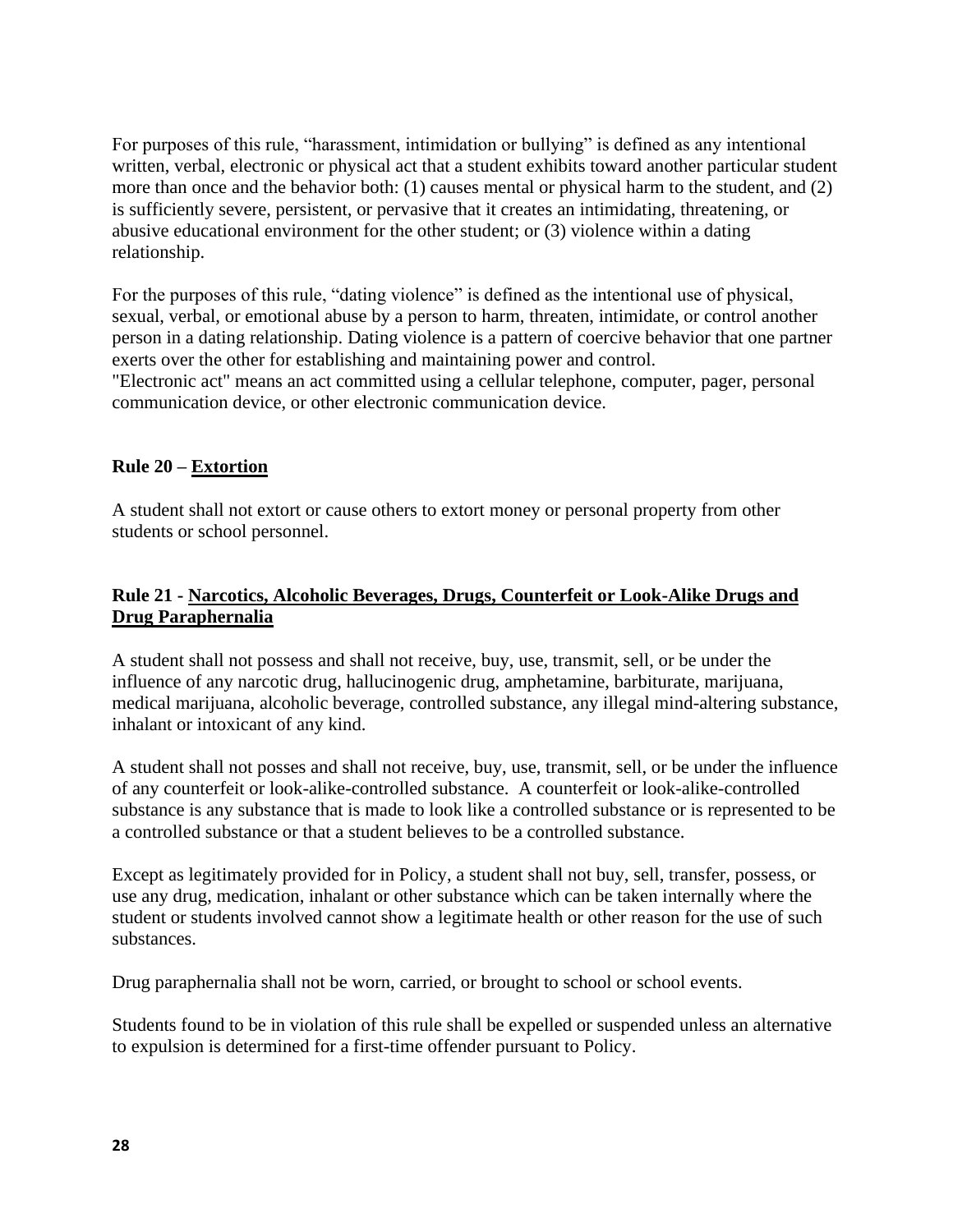For purposes of this rule, "harassment, intimidation or bullying" is defined as any intentional written, verbal, electronic or physical act that a student exhibits toward another particular student more than once and the behavior both: (1) causes mental or physical harm to the student, and (2) is sufficiently severe, persistent, or pervasive that it creates an intimidating, threatening, or abusive educational environment for the other student; or (3) violence within a dating relationship.

For the purposes of this rule, "dating violence" is defined as the intentional use of physical, sexual, verbal, or emotional abuse by a person to harm, threaten, intimidate, or control another person in a dating relationship. Dating violence is a pattern of coercive behavior that one partner exerts over the other for establishing and maintaining power and control.
"Electronic act" means an act committed using a cellular telephone, computer, pager, personal communication device, or other electronic communication device.

**Rule 20 – Extortion**

A student shall not extort or cause others to extort money or personal property from other students or school personnel.

**Rule 21 - Narcotics, Alcoholic Beverages, Drugs, Counterfeit or Look-Alike Drugs and Drug Paraphernalia**

A student shall not possess and shall not receive, buy, use, transmit, sell, or be under the influence of any narcotic drug, hallucinogenic drug, amphetamine, barbiturate, marijuana, medical marijuana, alcoholic beverage, controlled substance, any illegal mind-altering substance, inhalant or intoxicant of any kind.

A student shall not posses and shall not receive, buy, use, transmit, sell, or be under the influence of any counterfeit or look-alike-controlled substance. A counterfeit or look-alike-controlled substance is any substance that is made to look like a controlled substance or is represented to be a controlled substance or that a student believes to be a controlled substance.

Except as legitimately provided for in Policy, a student shall not buy, sell, transfer, possess, or use any drug, medication, inhalant or other substance which can be taken internally where the student or students involved cannot show a legitimate health or other reason for the use of such substances.

Drug paraphernalia shall not be worn, carried, or brought to school or school events.

Students found to be in violation of this rule shall be expelled or suspended unless an alternative to expulsion is determined for a first-time offender pursuant to Policy.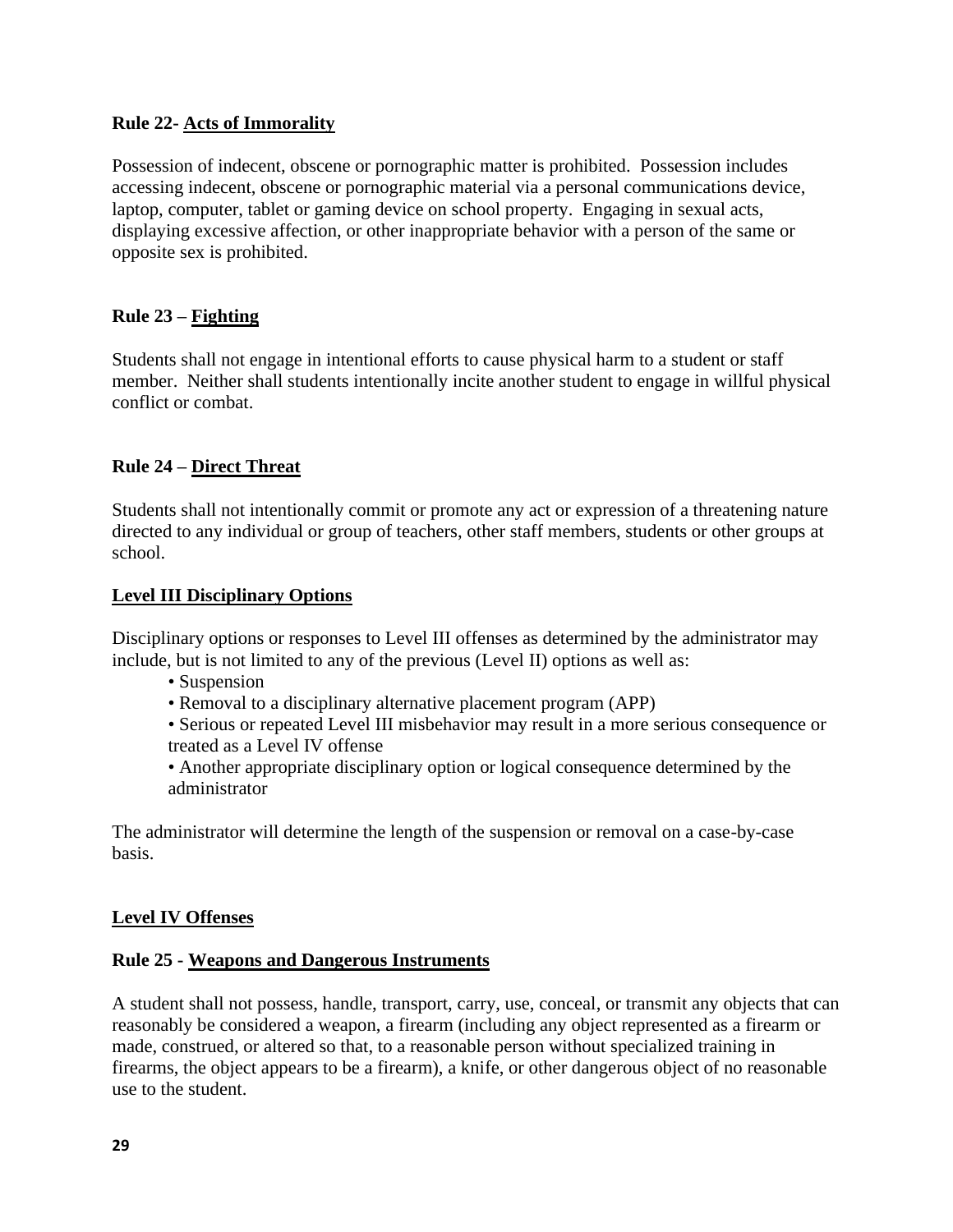**Rule 22- Acts of Immorality**

Possession of indecent, obscene or pornographic matter is prohibited. Possession includes accessing indecent, obscene or pornographic material via a personal communications device, laptop, computer, tablet or gaming device on school property. Engaging in sexual acts, displaying excessive affection, or other inappropriate behavior with a person of the same or opposite sex is prohibited.

**Rule 23 – Fighting**

Students shall not engage in intentional efforts to cause physical harm to a student or staff member. Neither shall students intentionally incite another student to engage in willful physical conflict or combat.

**Rule 24 – Direct Threat**

Students shall not intentionally commit or promote any act or expression of a threatening nature directed to any individual or group of teachers, other staff members, students or other groups at school.

**Level III Disciplinary Options**

Disciplinary options or responses to Level III offenses as determined by the administrator may include, but is not limited to any of the previous (Level II) options as well as:

- Suspension
- Removal to a disciplinary alternative placement program (APP)
- Serious or repeated Level III misbehavior may result in a more serious consequence or treated as a Level IV offense
- Another appropriate disciplinary option or logical consequence determined by the administrator

The administrator will determine the length of the suspension or removal on a case-by-case basis.

**Level IV Offenses**

**Rule 25 - Weapons and Dangerous Instruments**

A student shall not possess, handle, transport, carry, use, conceal, or transmit any objects that can reasonably be considered a weapon, a firearm (including any object represented as a firearm or made, construed, or altered so that, to a reasonable person without specialized training in firearms, the object appears to be a firearm), a knife, or other dangerous object of no reasonable use to the student.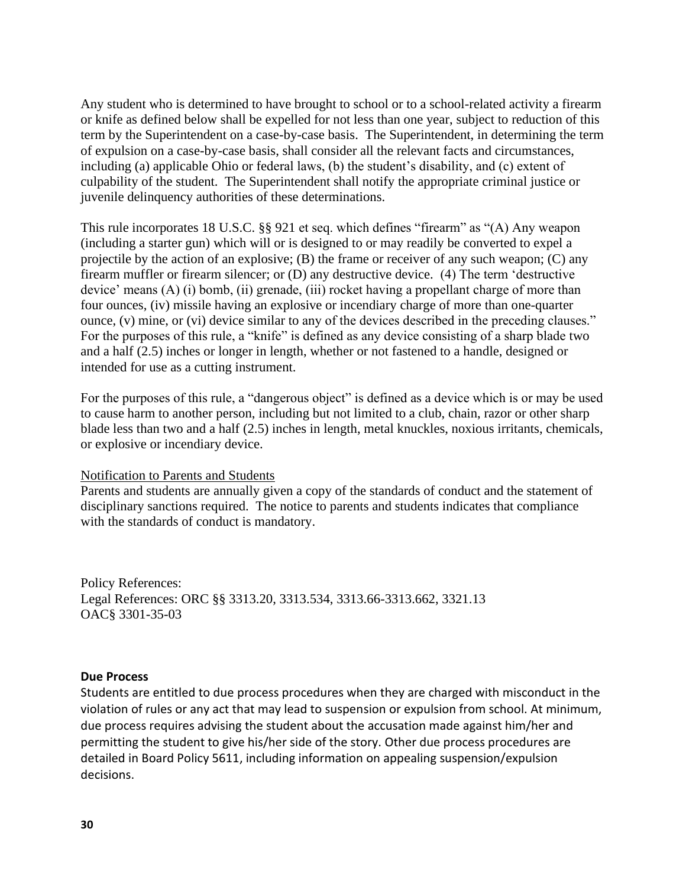Any student who is determined to have brought to school or to a school-related activity a firearm or knife as defined below shall be expelled for not less than one year, subject to reduction of this term by the Superintendent on a case-by-case basis. The Superintendent, in determining the term of expulsion on a case-by-case basis, shall consider all the relevant facts and circumstances, including (a) applicable Ohio or federal laws, (b) the student's disability, and (c) extent of culpability of the student. The Superintendent shall notify the appropriate criminal justice or juvenile delinquency authorities of these determinations.

This rule incorporates 18 U.S.C. §§ 921 et seq. which defines "firearm" as "(A) Any weapon (including a starter gun) which will or is designed to or may readily be converted to expel a projectile by the action of an explosive; (B) the frame or receiver of any such weapon; (C) any firearm muffler or firearm silencer; or (D) any destructive device. (4) The term 'destructive device' means (A) (i) bomb, (ii) grenade, (iii) rocket having a propellant charge of more than four ounces, (iv) missile having an explosive or incendiary charge of more than one-quarter ounce, (v) mine, or (vi) device similar to any of the devices described in the preceding clauses." For the purposes of this rule, a "knife" is defined as any device consisting of a sharp blade two and a half (2.5) inches or longer in length, whether or not fastened to a handle, designed or intended for use as a cutting instrument.

For the purposes of this rule, a "dangerous object" is defined as a device which is or may be used to cause harm to another person, including but not limited to a club, chain, razor or other sharp blade less than two and a half (2.5) inches in length, metal knuckles, noxious irritants, chemicals, or explosive or incendiary device.

Notification to Parents and Students

Parents and students are annually given a copy of the standards of conduct and the statement of disciplinary sanctions required. The notice to parents and students indicates that compliance with the standards of conduct is mandatory.

Policy References:
Legal References: ORC §§ 3313.20, 3313.534, 3313.66-3313.662, 3321.13
OAC§ 3301-35-03

**Due Process**

Students are entitled to due process procedures when they are charged with misconduct in the violation of rules or any act that may lead to suspension or expulsion from school. At minimum, due process requires advising the student about the accusation made against him/her and permitting the student to give his/her side of the story. Other due process procedures are detailed in Board Policy 5611, including information on appealing suspension/expulsion decisions.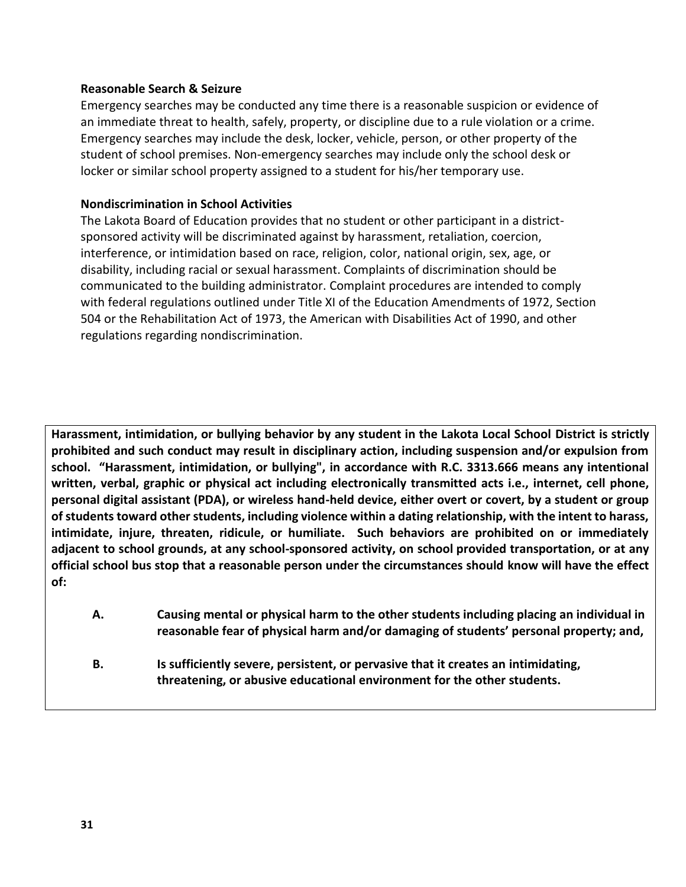### Reasonable Search & Seizure

Emergency searches may be conducted any time there is a reasonable suspicion or evidence of an immediate threat to health, safely, property, or discipline due to a rule violation or a crime. Emergency searches may include the desk, locker, vehicle, person, or other property of the student of school premises. Non-emergency searches may include only the school desk or locker or similar school property assigned to a student for his/her temporary use.

### Nondiscrimination in School Activities

The Lakota Board of Education provides that no student or other participant in a district-sponsored activity will be discriminated against by harassment, retaliation, coercion, interference, or intimidation based on race, religion, color, national origin, sex, age, or disability, including racial or sexual harassment. Complaints of discrimination should be communicated to the building administrator. Complaint procedures are intended to comply with federal regulations outlined under Title XI of the Education Amendments of 1972, Section 504 or the Rehabilitation Act of 1973, the American with Disabilities Act of 1990, and other regulations regarding nondiscrimination.

**Harassment, intimidation, or bullying behavior by any student in the Lakota Local School District is strictly prohibited and such conduct may result in disciplinary action, including suspension and/or expulsion from school. "Harassment, intimidation, or bullying", in accordance with R.C. 3313.666 means any intentional written, verbal, graphic or physical act including electronically transmitted acts i.e., internet, cell phone, personal digital assistant (PDA), or wireless hand-held device, either overt or covert, by a student or group of students toward other students, including violence within a dating relationship, with the intent to harass, intimidate, injure, threaten, ridicule, or humiliate. Such behaviors are prohibited on or immediately adjacent to school grounds, at any school-sponsored activity, on school provided transportation, or at any official school bus stop that a reasonable person under the circumstances should know will have the effect of:**

**A. Causing mental or physical harm to the other students including placing an individual in reasonable fear of physical harm and/or damaging of students' personal property; and,**

**B. Is sufficiently severe, persistent, or pervasive that it creates an intimidating, threatening, or abusive educational environment for the other students.**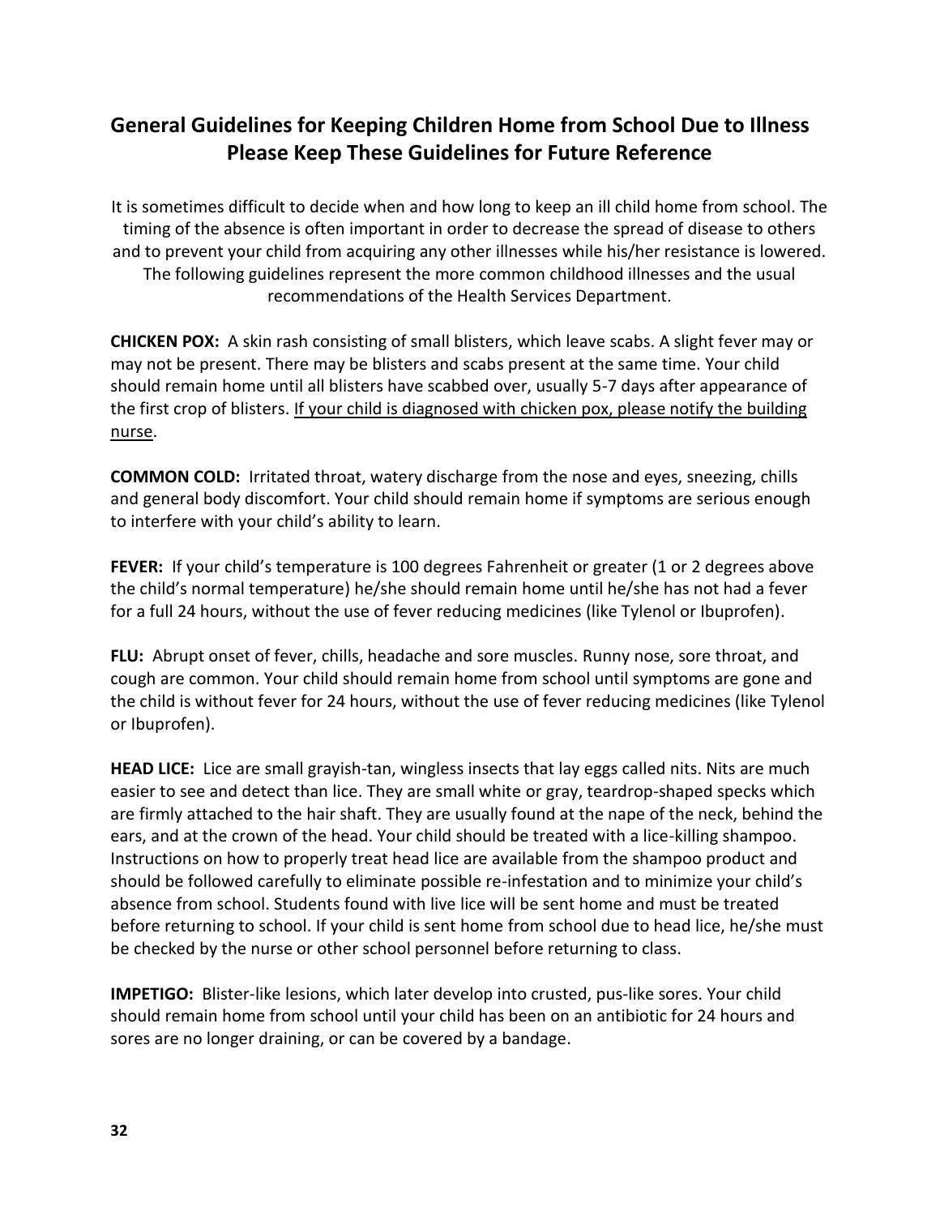## General Guidelines for Keeping Children Home from School Due to Illness
## Please Keep These Guidelines for Future Reference

It is sometimes difficult to decide when and how long to keep an ill child home from school. The timing of the absence is often important in order to decrease the spread of disease to others and to prevent your child from acquiring any other illnesses while his/her resistance is lowered. The following guidelines represent the more common childhood illnesses and the usual recommendations of the Health Services Department.

**CHICKEN POX:** A skin rash consisting of small blisters, which leave scabs. A slight fever may or may not be present. There may be blisters and scabs present at the same time. Your child should remain home until all blisters have scabbed over, usually 5-7 days after appearance of the first crop of blisters. <u>If your child is diagnosed with chicken pox, please notify the building nurse</u>.

**COMMON COLD:** Irritated throat, watery discharge from the nose and eyes, sneezing, chills and general body discomfort. Your child should remain home if symptoms are serious enough to interfere with your child's ability to learn.

**FEVER:** If your child's temperature is 100 degrees Fahrenheit or greater (1 or 2 degrees above the child's normal temperature) he/she should remain home until he/she has not had a fever for a full 24 hours, without the use of fever reducing medicines (like Tylenol or Ibuprofen).

**FLU:** Abrupt onset of fever, chills, headache and sore muscles. Runny nose, sore throat, and cough are common. Your child should remain home from school until symptoms are gone and the child is without fever for 24 hours, without the use of fever reducing medicines (like Tylenol or Ibuprofen).

**HEAD LICE:** Lice are small grayish-tan, wingless insects that lay eggs called nits. Nits are much easier to see and detect than lice. They are small white or gray, teardrop-shaped specks which are firmly attached to the hair shaft. They are usually found at the nape of the neck, behind the ears, and at the crown of the head. Your child should be treated with a lice-killing shampoo. Instructions on how to properly treat head lice are available from the shampoo product and should be followed carefully to eliminate possible re-infestation and to minimize your child's absence from school. Students found with live lice will be sent home and must be treated before returning to school. If your child is sent home from school due to head lice, he/she must be checked by the nurse or other school personnel before returning to class.

**IMPETIGO:** Blister-like lesions, which later develop into crusted, pus-like sores. Your child should remain home from school until your child has been on an antibiotic for 24 hours and sores are no longer draining, or can be covered by a bandage.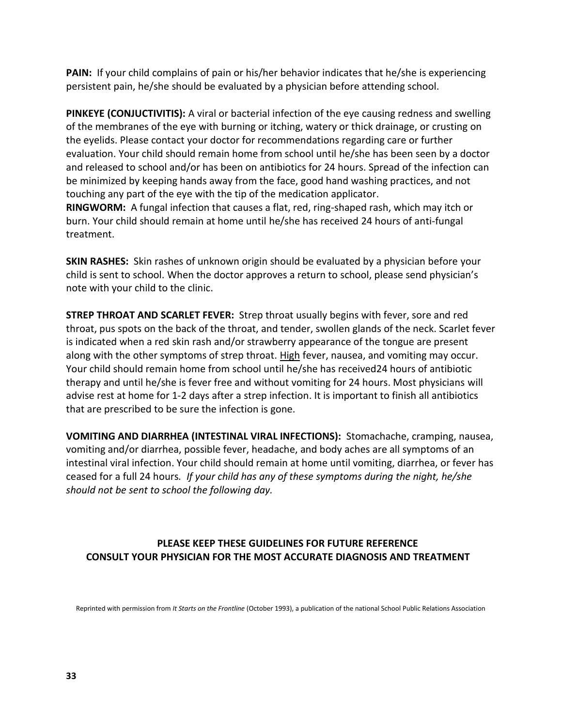**PAIN:** If your child complains of pain or his/her behavior indicates that he/she is experiencing persistent pain, he/she should be evaluated by a physician before attending school.

**PINKEYE (CONJUCTIVITIS):** A viral or bacterial infection of the eye causing redness and swelling of the membranes of the eye with burning or itching, watery or thick drainage, or crusting on the eyelids. Please contact your doctor for recommendations regarding care or further evaluation. Your child should remain home from school until he/she has been seen by a doctor and released to school and/or has been on antibiotics for 24 hours. Spread of the infection can be minimized by keeping hands away from the face, good hand washing practices, and not touching any part of the eye with the tip of the medication applicator.

**RINGWORM:** A fungal infection that causes a flat, red, ring-shaped rash, which may itch or burn. Your child should remain at home until he/she has received 24 hours of anti-fungal treatment.

**SKIN RASHES:** Skin rashes of unknown origin should be evaluated by a physician before your child is sent to school. When the doctor approves a return to school, please send physician's note with your child to the clinic.

**STREP THROAT AND SCARLET FEVER:** Strep throat usually begins with fever, sore and red throat, pus spots on the back of the throat, and tender, swollen glands of the neck. Scarlet fever is indicated when a red skin rash and/or strawberry appearance of the tongue are present along with the other symptoms of strep throat. High fever, nausea, and vomiting may occur. Your child should remain home from school until he/she has received24 hours of antibiotic therapy and until he/she is fever free and without vomiting for 24 hours. Most physicians will advise rest at home for 1-2 days after a strep infection. It is important to finish all antibiotics that are prescribed to be sure the infection is gone.

**VOMITING AND DIARRHEA (INTESTINAL VIRAL INFECTIONS):** Stomachache, cramping, nausea, vomiting and/or diarrhea, possible fever, headache, and body aches are all symptoms of an intestinal viral infection. Your child should remain at home until vomiting, diarrhea, or fever has ceased for a full 24 hours. *If your child has any of these symptoms during the night, he/she should not be sent to school the following day.*

**PLEASE KEEP THESE GUIDELINES FOR FUTURE REFERENCE**
**CONSULT YOUR PHYSICIAN FOR THE MOST ACCURATE DIAGNOSIS AND TREATMENT**

Reprinted with permission from *It Starts on the Frontline* (October 1993), a publication of the national School Public Relations Association